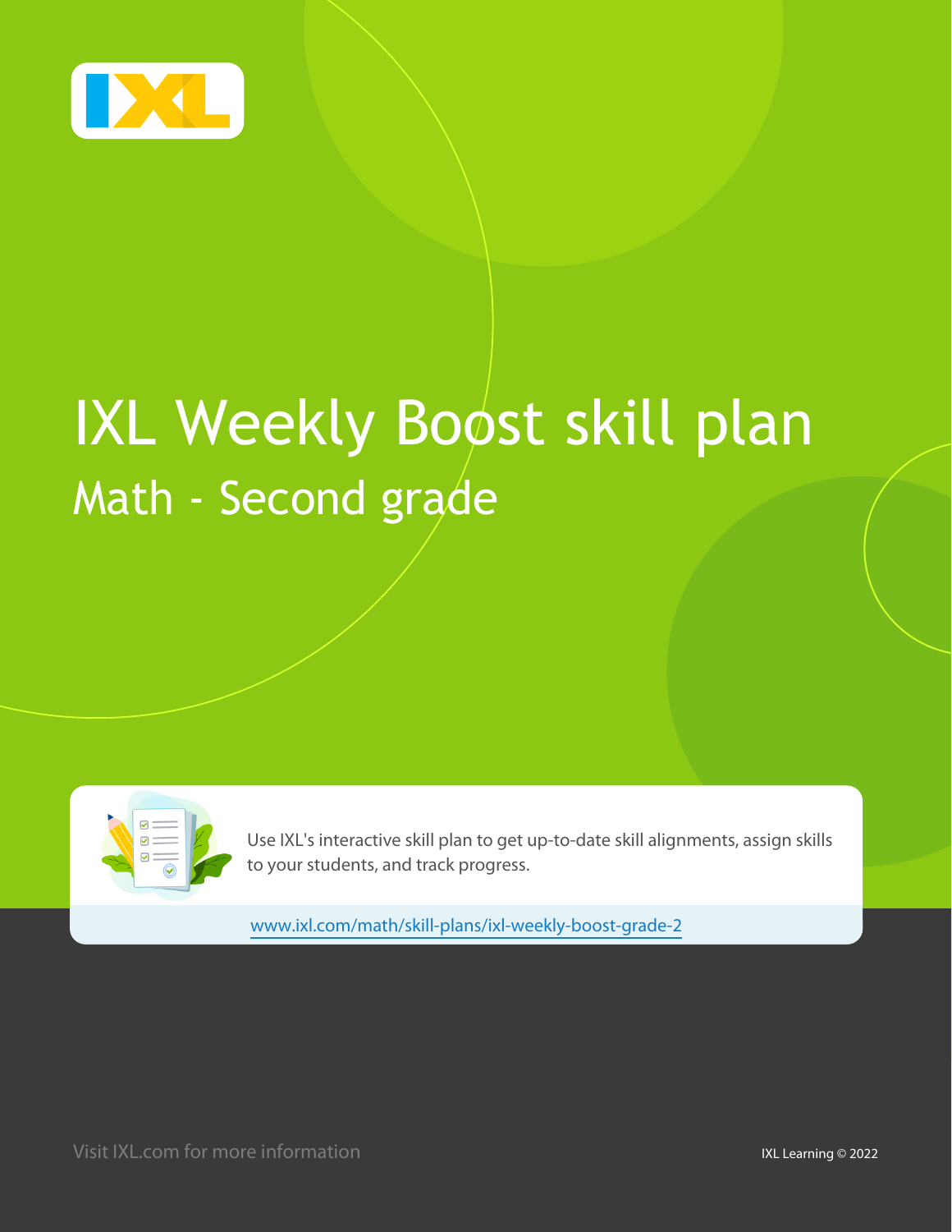# IXL Weekly Boost skill plan

## Math - Second grade

Use IXL's interactive skill plan to get up-to-date skill alignments, assign skills to your students, and track progress.

www.ixl.com/math/skill-plans/ixl-weekly-boost-grade-2

Visit IXL.com for more information

IXL Learning © 2022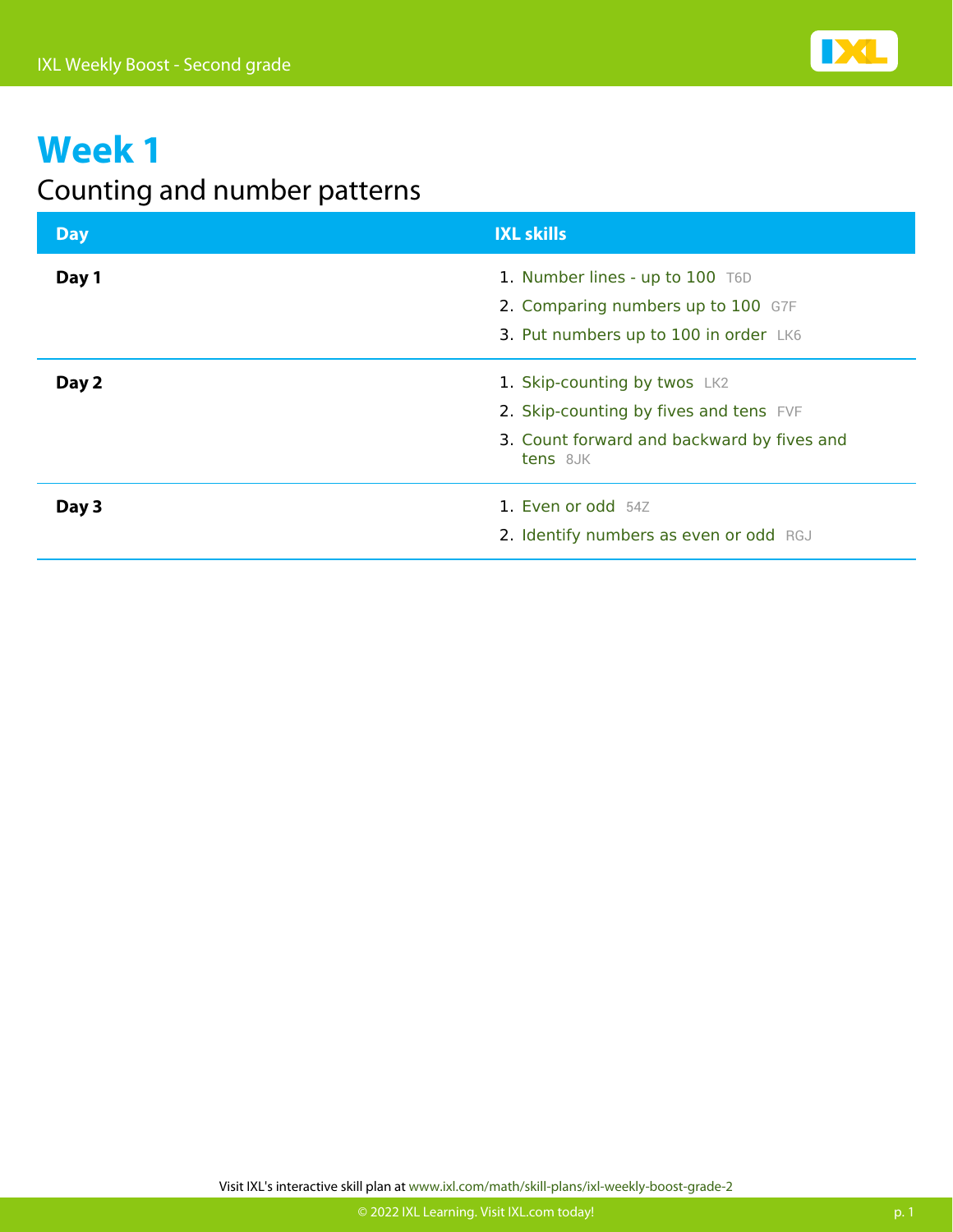# Week 1

## Counting and number patterns

| Day | IXL skills |
| --- | --- |
| **Day 1** | 1. Number lines - up to 100 T6D<br>2. Comparing numbers up to 100 G7F<br>3. Put numbers up to 100 in order LK6 |
| **Day 2** | 1. Skip-counting by twos LK2<br>2. Skip-counting by fives and tens FVF<br>3. Count forward and backward by fives and tens 8JK |
| **Day 3** | 1. Even or odd 54Z<br>2. Identify numbers as even or odd RGJ |

Visit IXL's interactive skill plan at www.ixl.com/math/skill-plans/ixl-weekly-boost-grade-2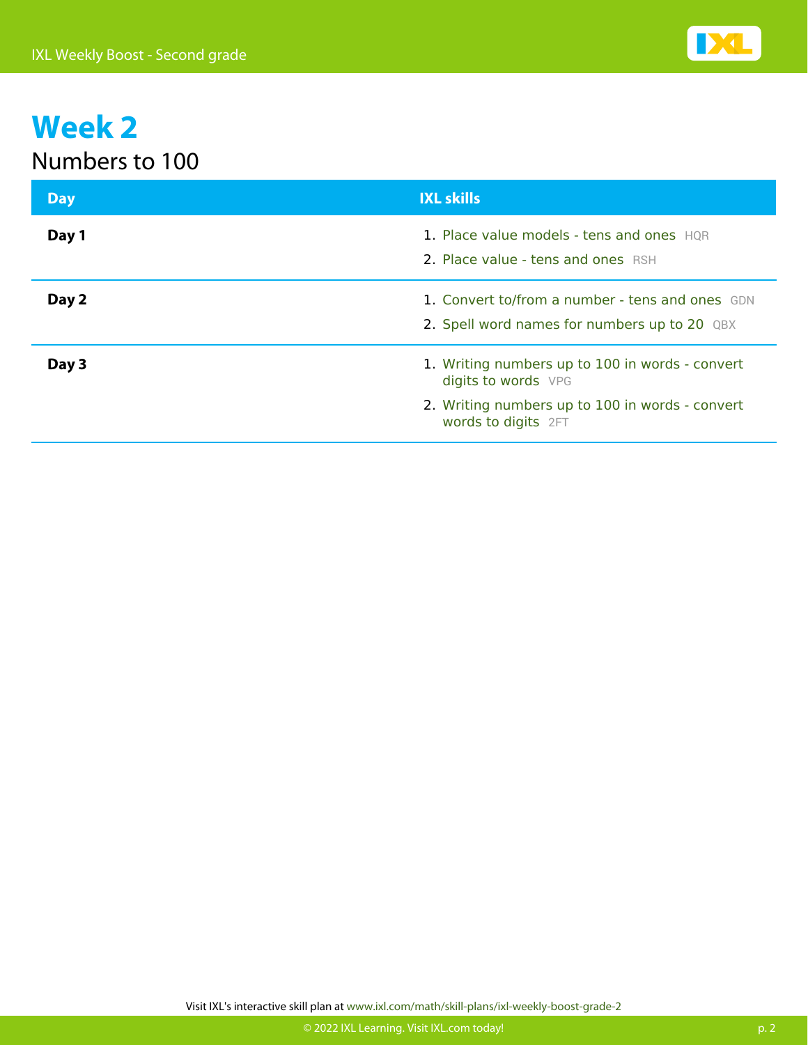# Week 2

## Numbers to 100

| Day | IXL skills |
| --- | --- |
| **Day 1** | 1. Place value models - tens and ones HQR<br>2. Place value - tens and ones RSH |
| **Day 2** | 1. Convert to/from a number - tens and ones GDN<br>2. Spell word names for numbers up to 20 QBX |
| **Day 3** | 1. Writing numbers up to 100 in words - convert digits to words VPG<br>2. Writing numbers up to 100 in words - convert words to digits 2FT |

Visit IXL's interactive skill plan at www.ixl.com/math/skill-plans/ixl-weekly-boost-grade-2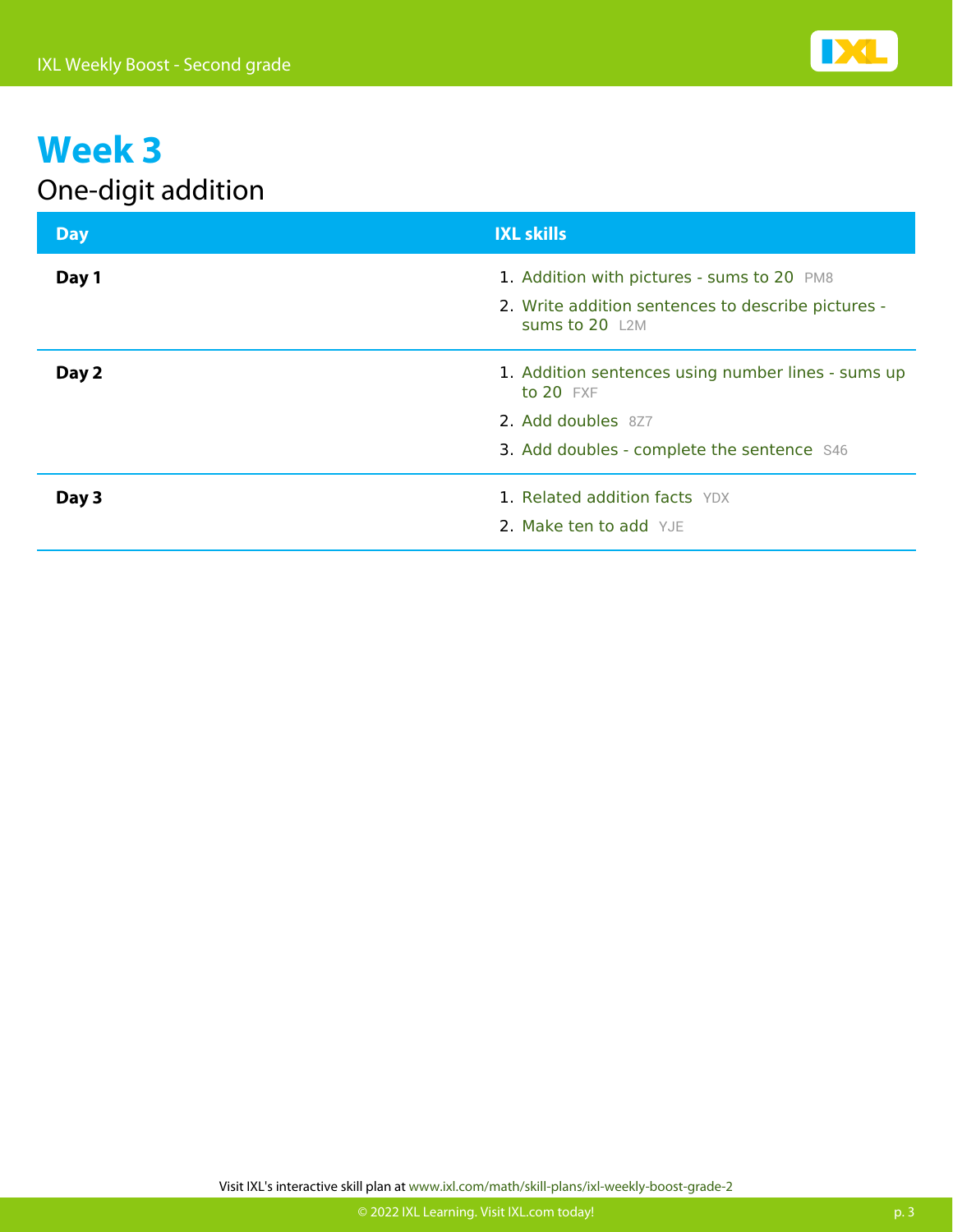# Week 3

## One-digit addition

| Day | IXL skills |
| --- | --- |
| **Day 1** | 1. Addition with pictures - sums to 20 PM8<br>2. Write addition sentences to describe pictures - sums to 20 L2M |
| **Day 2** | 1. Addition sentences using number lines - sums up to 20 FXF<br>2. Add doubles 8Z7<br>3. Add doubles - complete the sentence S46 |
| **Day 3** | 1. Related addition facts YDX<br>2. Make ten to add YJE |

Visit IXL's interactive skill plan at www.ixl.com/math/skill-plans/ixl-weekly-boost-grade-2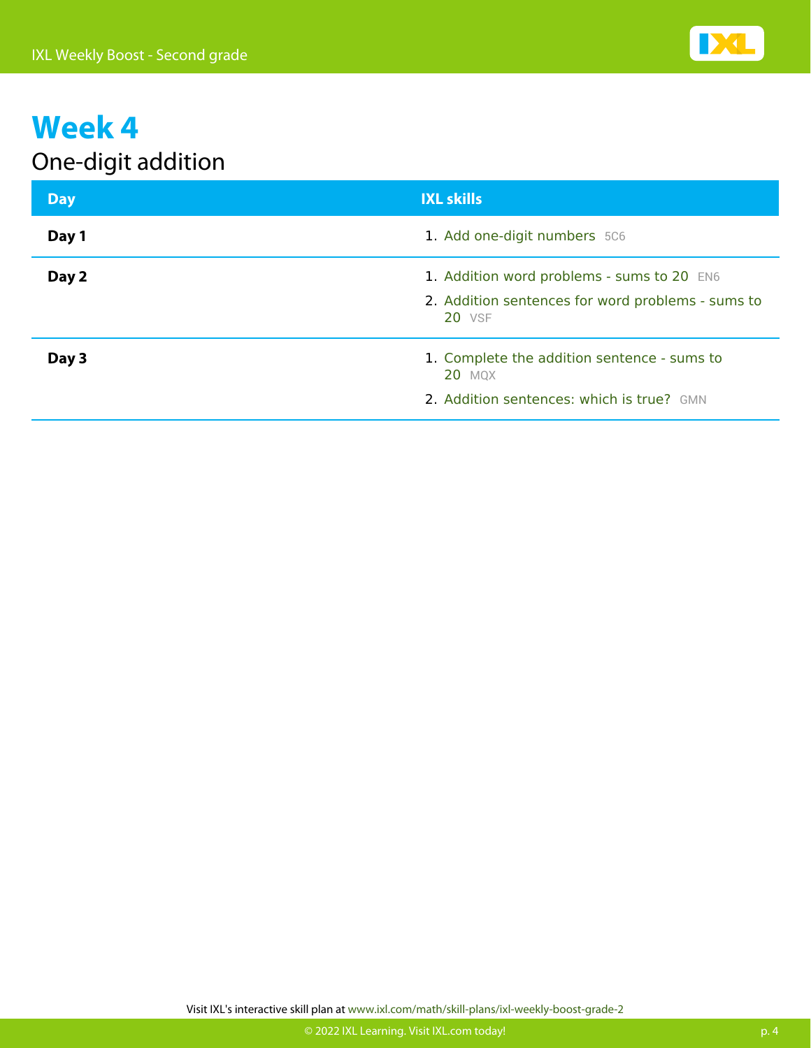# Week 4

## One-digit addition

| Day | IXL skills |
| --- | --- |
| **Day 1** | 1. Add one-digit numbers 5C6 |
| **Day 2** | 1. Addition word problems - sums to 20 EN6<br>2. Addition sentences for word problems - sums to 20 VSF |
| **Day 3** | 1. Complete the addition sentence - sums to 20 MQX<br>2. Addition sentences: which is true? GMN |

Visit IXL's interactive skill plan at www.ixl.com/math/skill-plans/ixl-weekly-boost-grade-2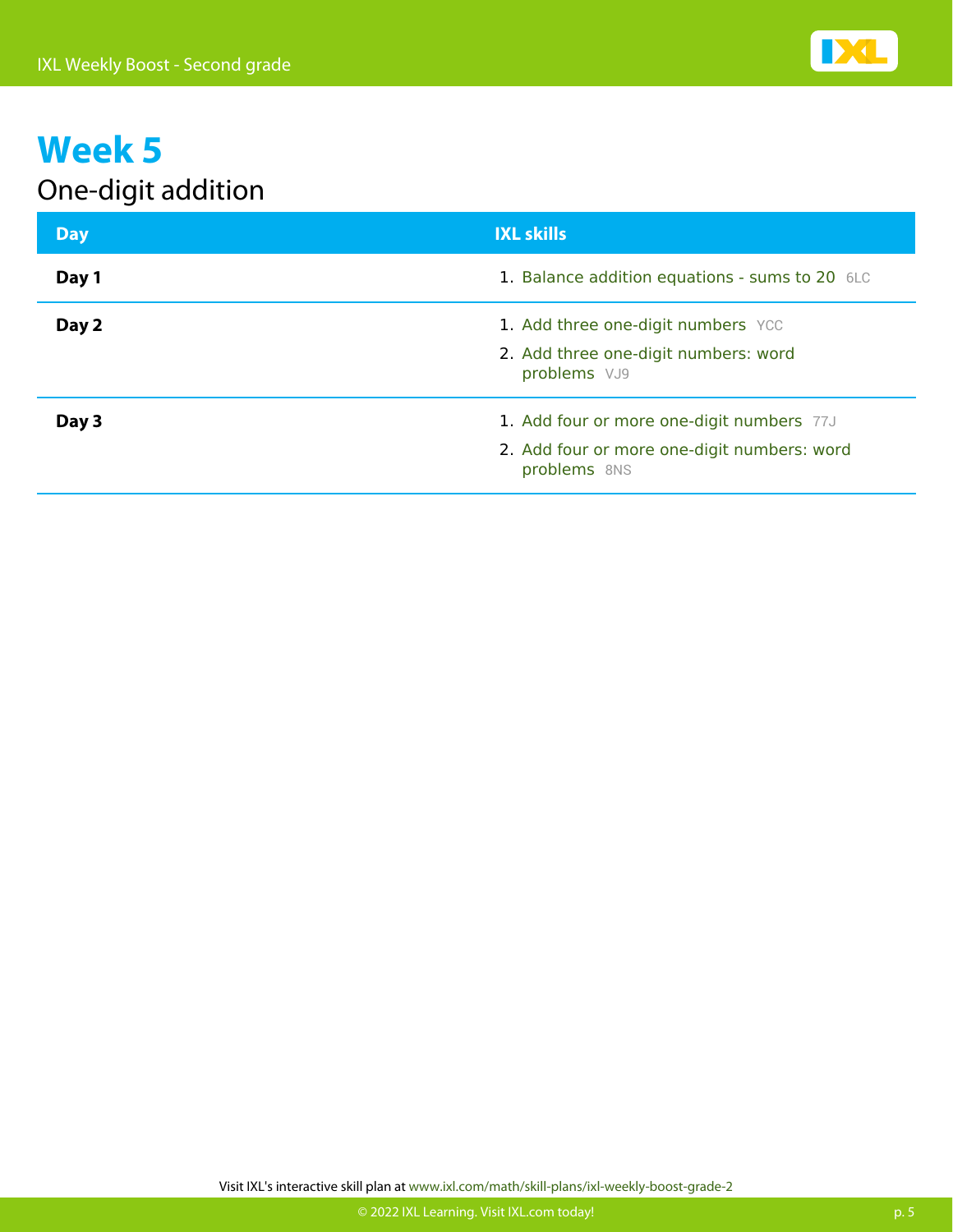# Week 5

## One-digit addition

| Day | IXL skills |
|---|---|
| **Day 1** | 1. Balance addition equations - sums to 20 6LC |
| **Day 2** | 1. Add three one-digit numbers YCC<br>2. Add three one-digit numbers: word problems VJ9 |
| **Day 3** | 1. Add four or more one-digit numbers 77J<br>2. Add four or more one-digit numbers: word problems 8NS |

Visit IXL's interactive skill plan at www.ixl.com/math/skill-plans/ixl-weekly-boost-grade-2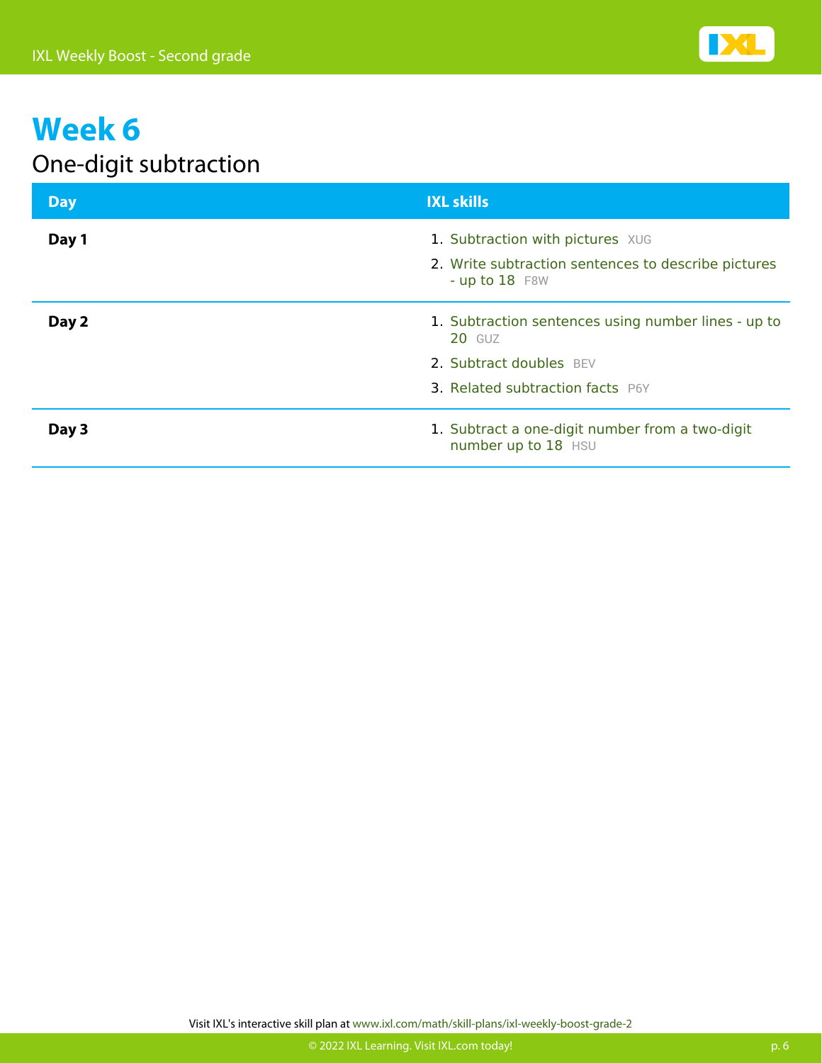# Week 6

## One-digit subtraction

| Day | IXL skills |
| --- | --- |
| **Day 1** | 1. Subtraction with pictures XUG<br>2. Write subtraction sentences to describe pictures - up to 18 F8W |
| **Day 2** | 1. Subtraction sentences using number lines - up to 20 GUZ<br>2. Subtract doubles BEV<br>3. Related subtraction facts P6Y |
| **Day 3** | 1. Subtract a one-digit number from a two-digit number up to 18 HSU |

Visit IXL's interactive skill plan at www.ixl.com/math/skill-plans/ixl-weekly-boost-grade-2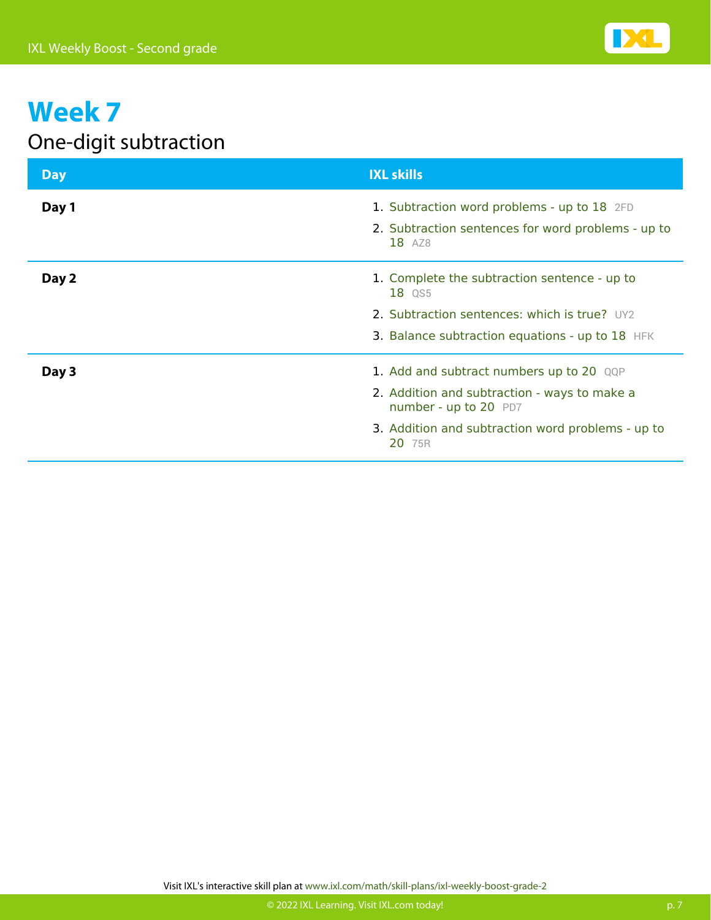# Week 7

## One-digit subtraction

| Day | IXL skills |
| --- | --- |
| **Day 1** | 1. Subtraction word problems - up to 18 2FD<br>2. Subtraction sentences for word problems - up to 18 AZ8 |
| **Day 2** | 1. Complete the subtraction sentence - up to 18 QS5<br>2. Subtraction sentences: which is true? UY2<br>3. Balance subtraction equations - up to 18 HFK |
| **Day 3** | 1. Add and subtract numbers up to 20 QQP<br>2. Addition and subtraction - ways to make a number - up to 20 PD7<br>3. Addition and subtraction word problems - up to 20 75R |

Visit IXL's interactive skill plan at www.ixl.com/math/skill-plans/ixl-weekly-boost-grade-2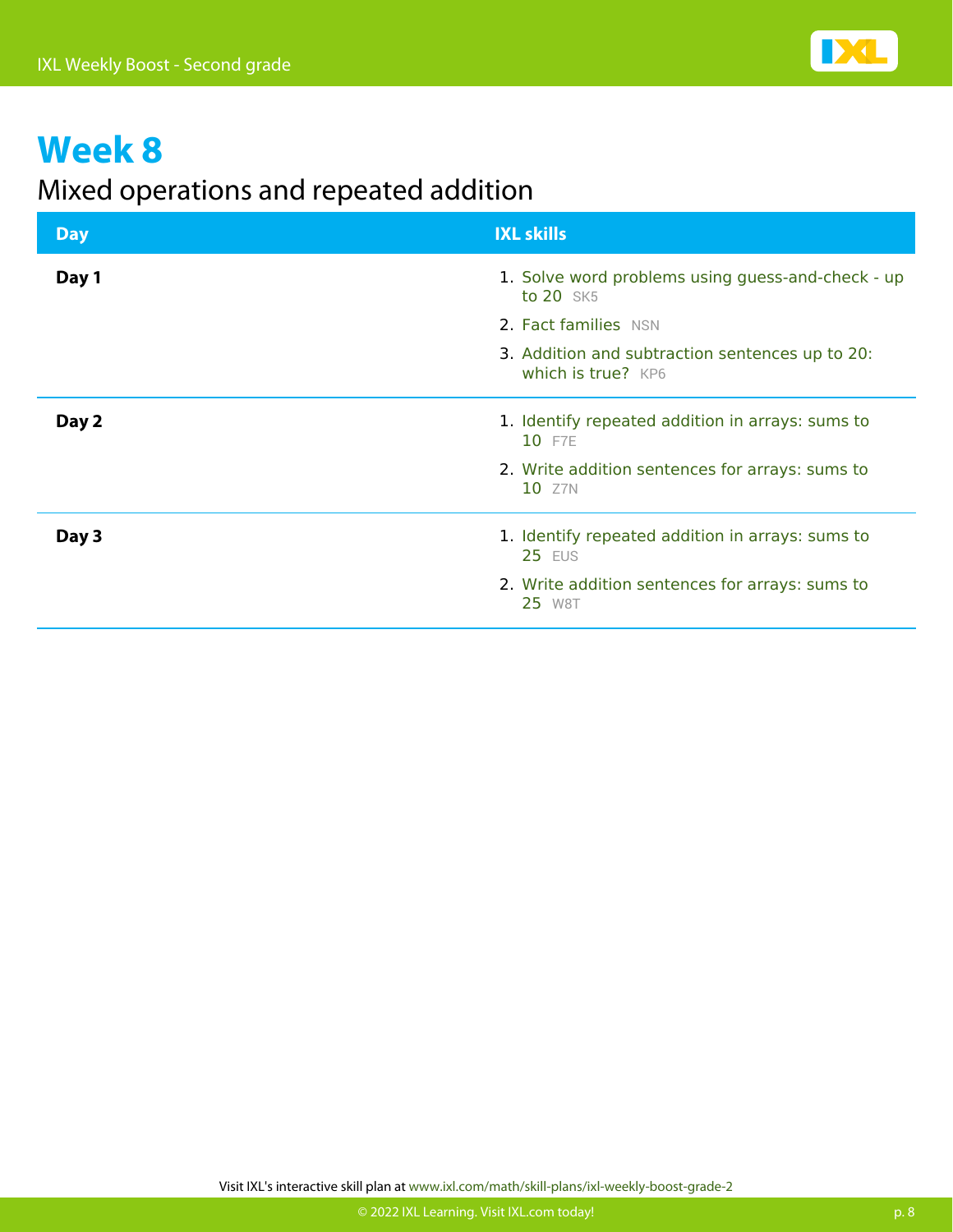# Week 8

## Mixed operations and repeated addition

| Day | IXL skills |
| --- | --- |
| **Day 1** | 1. Solve word problems using guess-and-check - up to 20 SK5<br>2. Fact families NSN<br>3. Addition and subtraction sentences up to 20: which is true? KP6 |
| **Day 2** | 1. Identify repeated addition in arrays: sums to 10 F7E<br>2. Write addition sentences for arrays: sums to 10 Z7N |
| **Day 3** | 1. Identify repeated addition in arrays: sums to 25 EUS<br>2. Write addition sentences for arrays: sums to 25 W8T |

Visit IXL's interactive skill plan at www.ixl.com/math/skill-plans/ixl-weekly-boost-grade-2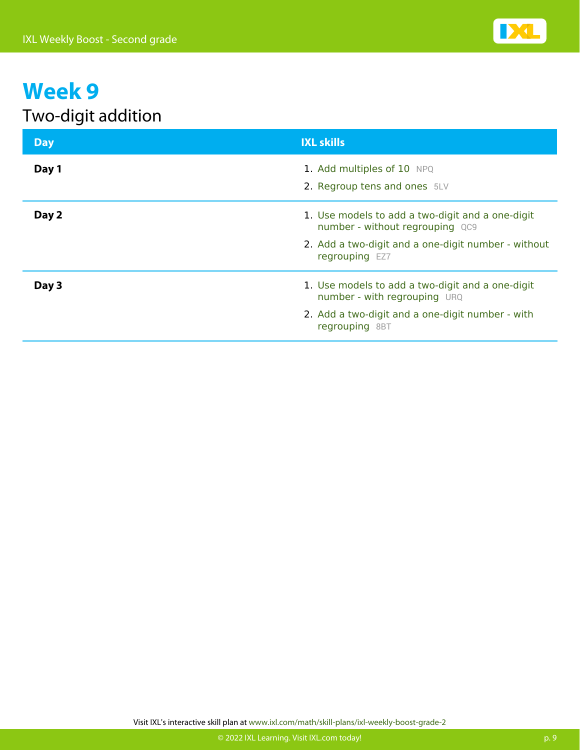# Week 9

## Two-digit addition

| Day | IXL skills |
| --- | --- |
| **Day 1** | 1. Add multiples of 10 NPQ<br>2. Regroup tens and ones 5LV |
| **Day 2** | 1. Use models to add a two-digit and a one-digit number - without regrouping QC9<br>2. Add a two-digit and a one-digit number - without regrouping EZ7 |
| **Day 3** | 1. Use models to add a two-digit and a one-digit number - with regrouping URQ<br>2. Add a two-digit and a one-digit number - with regrouping 8BT |

Visit IXL's interactive skill plan at www.ixl.com/math/skill-plans/ixl-weekly-boost-grade-2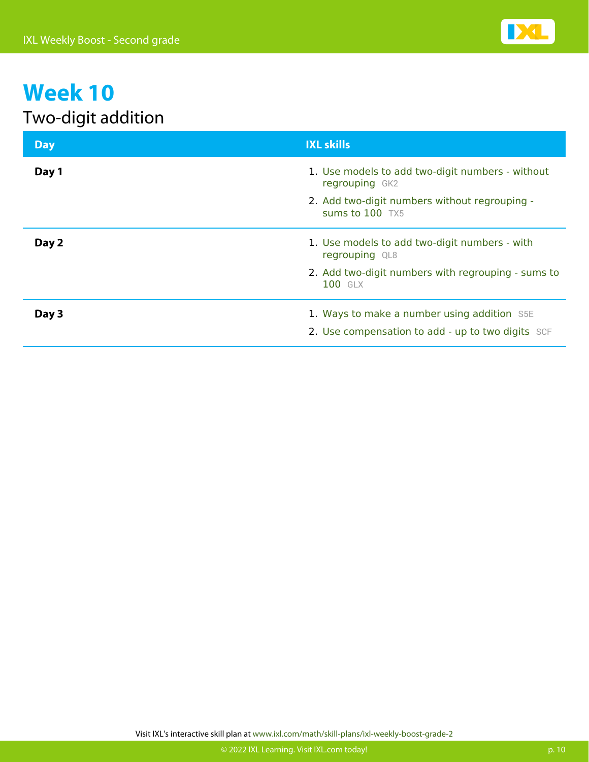# Week 10

## Two-digit addition

| Day | IXL skills |
| --- | --- |
| **Day 1** | 1. Use models to add two-digit numbers - without regrouping GK2<br>2. Add two-digit numbers without regrouping - sums to 100 TX5 |
| **Day 2** | 1. Use models to add two-digit numbers - with regrouping QL8<br>2. Add two-digit numbers with regrouping - sums to 100 GLX |
| **Day 3** | 1. Ways to make a number using addition S5E<br>2. Use compensation to add - up to two digits SCF |

Visit IXL's interactive skill plan at www.ixl.com/math/skill-plans/ixl-weekly-boost-grade-2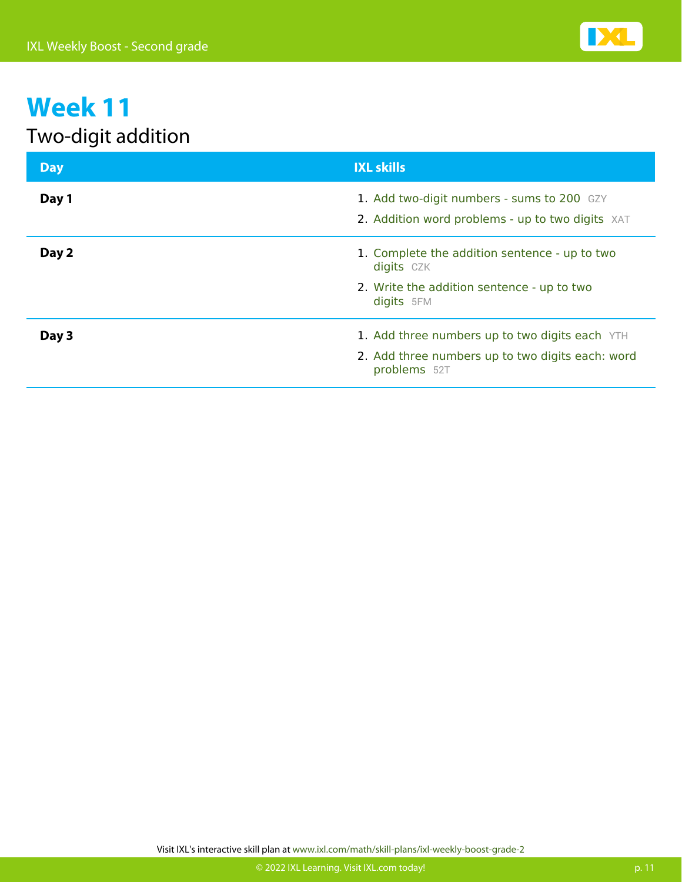# Week 11

## Two-digit addition

| Day | IXL skills |
| --- | --- |
| **Day 1** | 1. Add two-digit numbers - sums to 200 GZY<br>2. Addition word problems - up to two digits XAT |
| **Day 2** | 1. Complete the addition sentence - up to two digits CZK<br>2. Write the addition sentence - up to two digits 5FM |
| **Day 3** | 1. Add three numbers up to two digits each YTH<br>2. Add three numbers up to two digits each: word problems 52T |

Visit IXL's interactive skill plan at www.ixl.com/math/skill-plans/ixl-weekly-boost-grade-2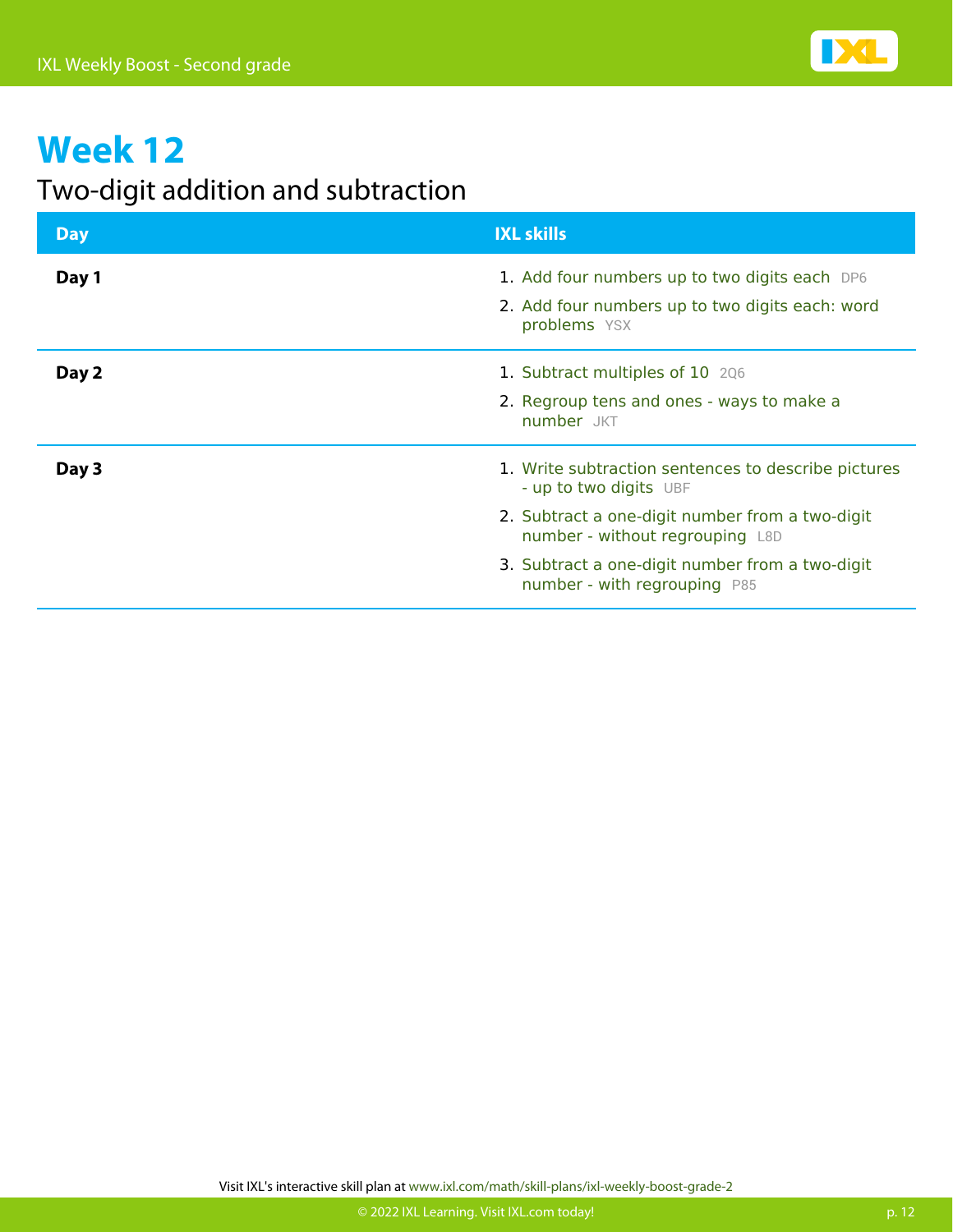# Week 12

## Two-digit addition and subtraction

| Day | IXL skills |
| --- | --- |
| **Day 1** | 1. Add four numbers up to two digits each DP6<br>2. Add four numbers up to two digits each: word problems YSX |
| **Day 2** | 1. Subtract multiples of 10 2Q6<br>2. Regroup tens and ones - ways to make a number JKT |
| **Day 3** | 1. Write subtraction sentences to describe pictures - up to two digits UBF<br>2. Subtract a one-digit number from a two-digit number - without regrouping L8D<br>3. Subtract a one-digit number from a two-digit number - with regrouping P85 |

Visit IXL's interactive skill plan at www.ixl.com/math/skill-plans/ixl-weekly-boost-grade-2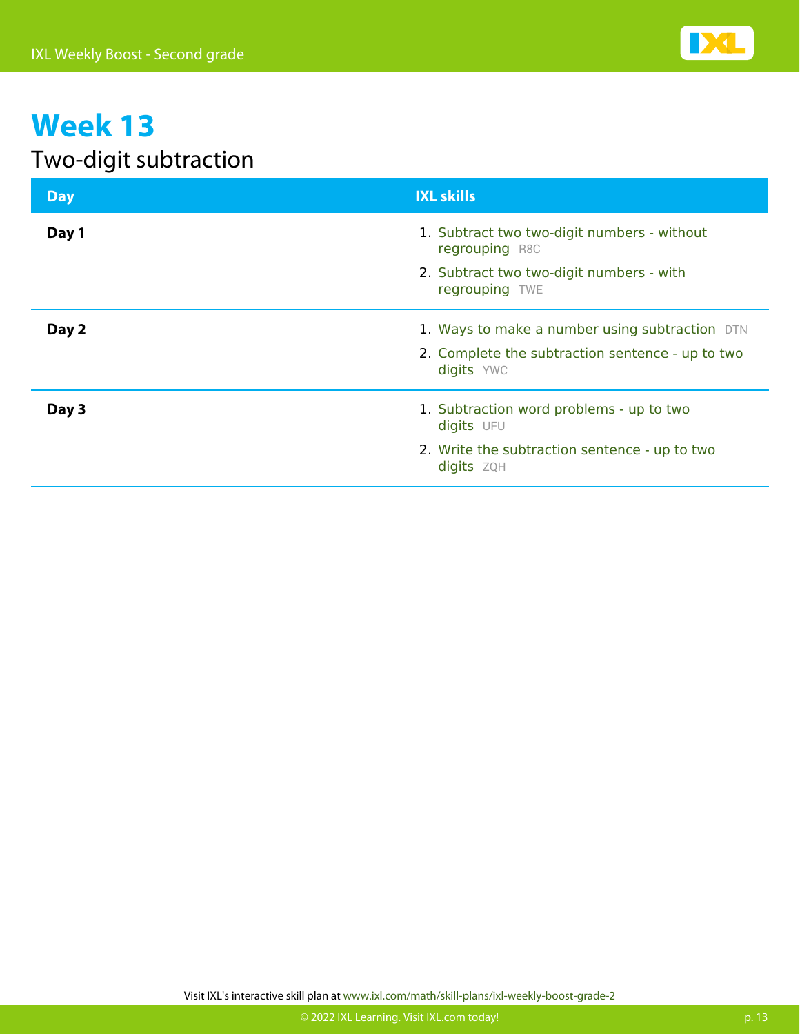# Week 13

## Two-digit subtraction

| Day | IXL skills |
| --- | --- |
| **Day 1** | 1. Subtract two two-digit numbers - without regrouping R8C<br>2. Subtract two two-digit numbers - with regrouping TWE |
| **Day 2** | 1. Ways to make a number using subtraction DTN<br>2. Complete the subtraction sentence - up to two digits YWC |
| **Day 3** | 1. Subtraction word problems - up to two digits UFU<br>2. Write the subtraction sentence - up to two digits ZQH |

Visit IXL's interactive skill plan at www.ixl.com/math/skill-plans/ixl-weekly-boost-grade-2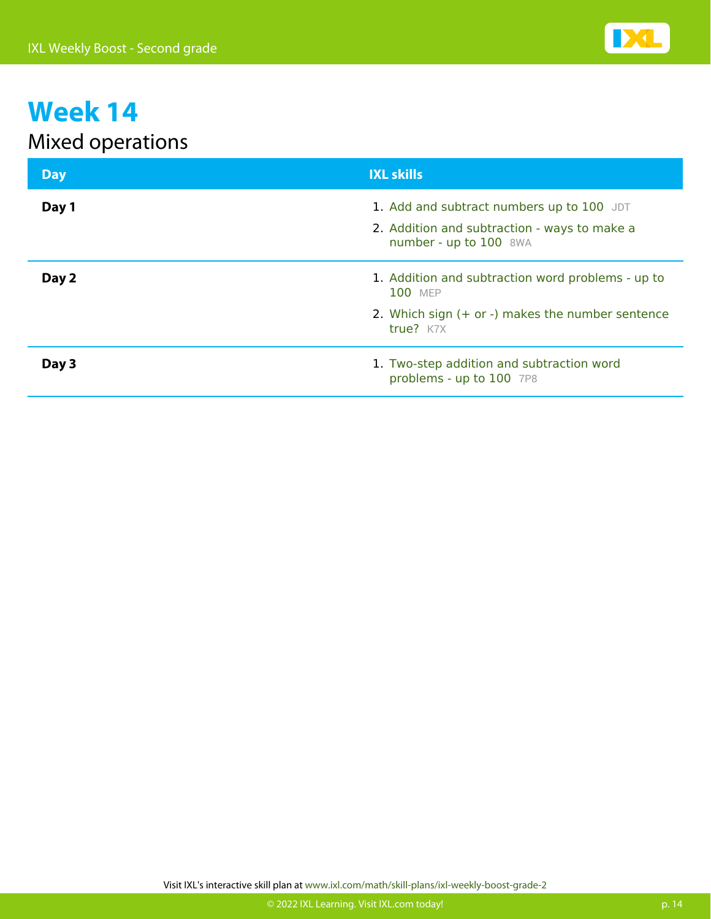# Week 14

## Mixed operations

| Day | IXL skills |
| --- | --- |
| **Day 1** | 1. Add and subtract numbers up to 100 JDT<br>2. Addition and subtraction - ways to make a number - up to 100 8WA |
| **Day 2** | 1. Addition and subtraction word problems - up to 100 MEP<br>2. Which sign (+ or -) makes the number sentence true? K7X |
| **Day 3** | 1. Two-step addition and subtraction word problems - up to 100 7P8 |

Visit IXL's interactive skill plan at www.ixl.com/math/skill-plans/ixl-weekly-boost-grade-2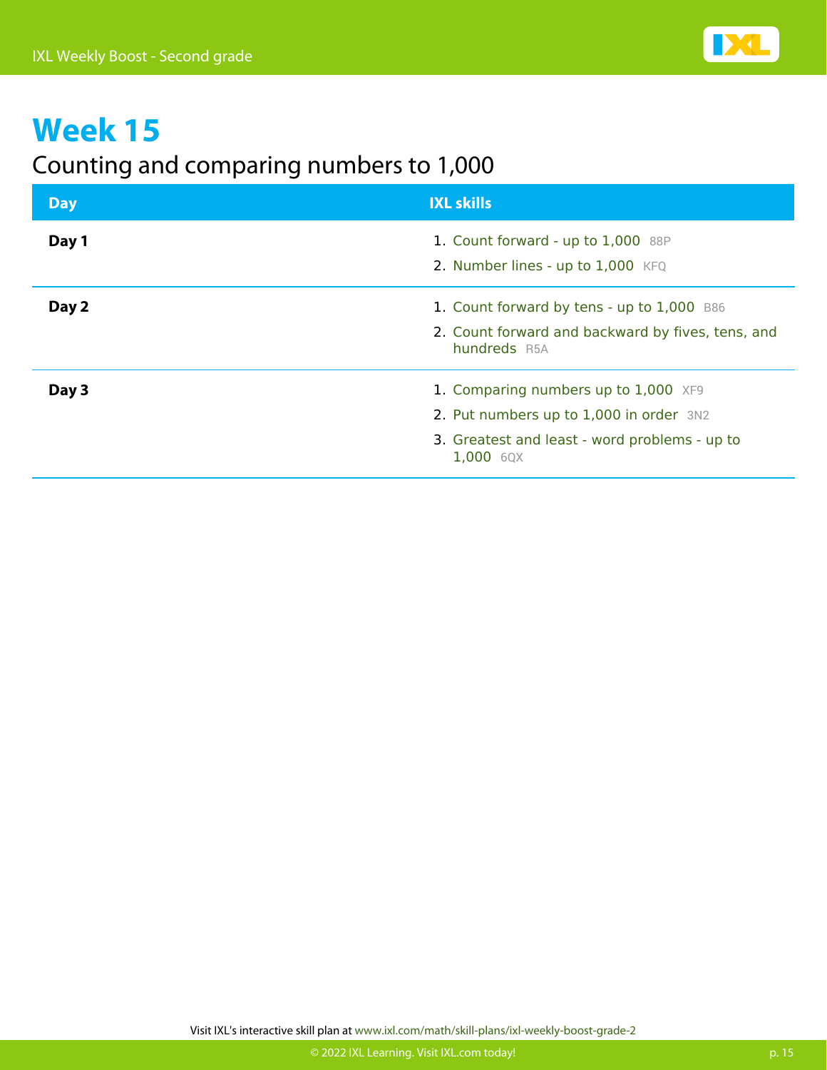# Week 15

## Counting and comparing numbers to 1,000

| Day | IXL skills |
| --- | --- |
| **Day 1** | 1. Count forward - up to 1,000 88P<br>2. Number lines - up to 1,000 KFQ |
| **Day 2** | 1. Count forward by tens - up to 1,000 B86<br>2. Count forward and backward by fives, tens, and hundreds R5A |
| **Day 3** | 1. Comparing numbers up to 1,000 XF9<br>2. Put numbers up to 1,000 in order 3N2<br>3. Greatest and least - word problems - up to 1,000 6QX |

Visit IXL's interactive skill plan at www.ixl.com/math/skill-plans/ixl-weekly-boost-grade-2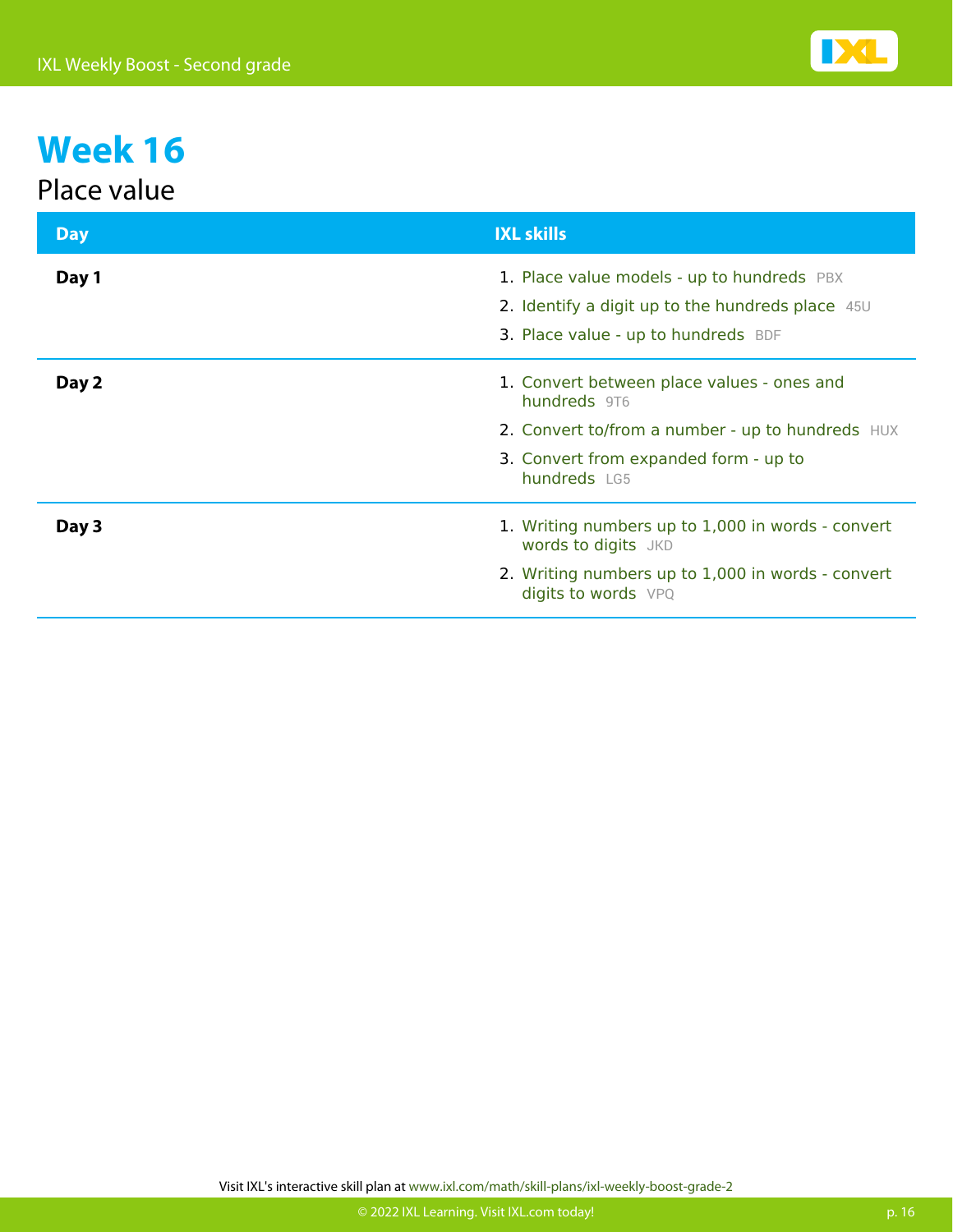# Week 16

## Place value

| Day | IXL skills |
| --- | --- |
| **Day 1** | 1. Place value models - up to hundreds PBX<br>2. Identify a digit up to the hundreds place 45U<br>3. Place value - up to hundreds BDF |
| **Day 2** | 1. Convert between place values - ones and hundreds 9T6<br>2. Convert to/from a number - up to hundreds HUX<br>3. Convert from expanded form - up to hundreds LG5 |
| **Day 3** | 1. Writing numbers up to 1,000 in words - convert words to digits JKD<br>2. Writing numbers up to 1,000 in words - convert digits to words VPQ |

Visit IXL's interactive skill plan at www.ixl.com/math/skill-plans/ixl-weekly-boost-grade-2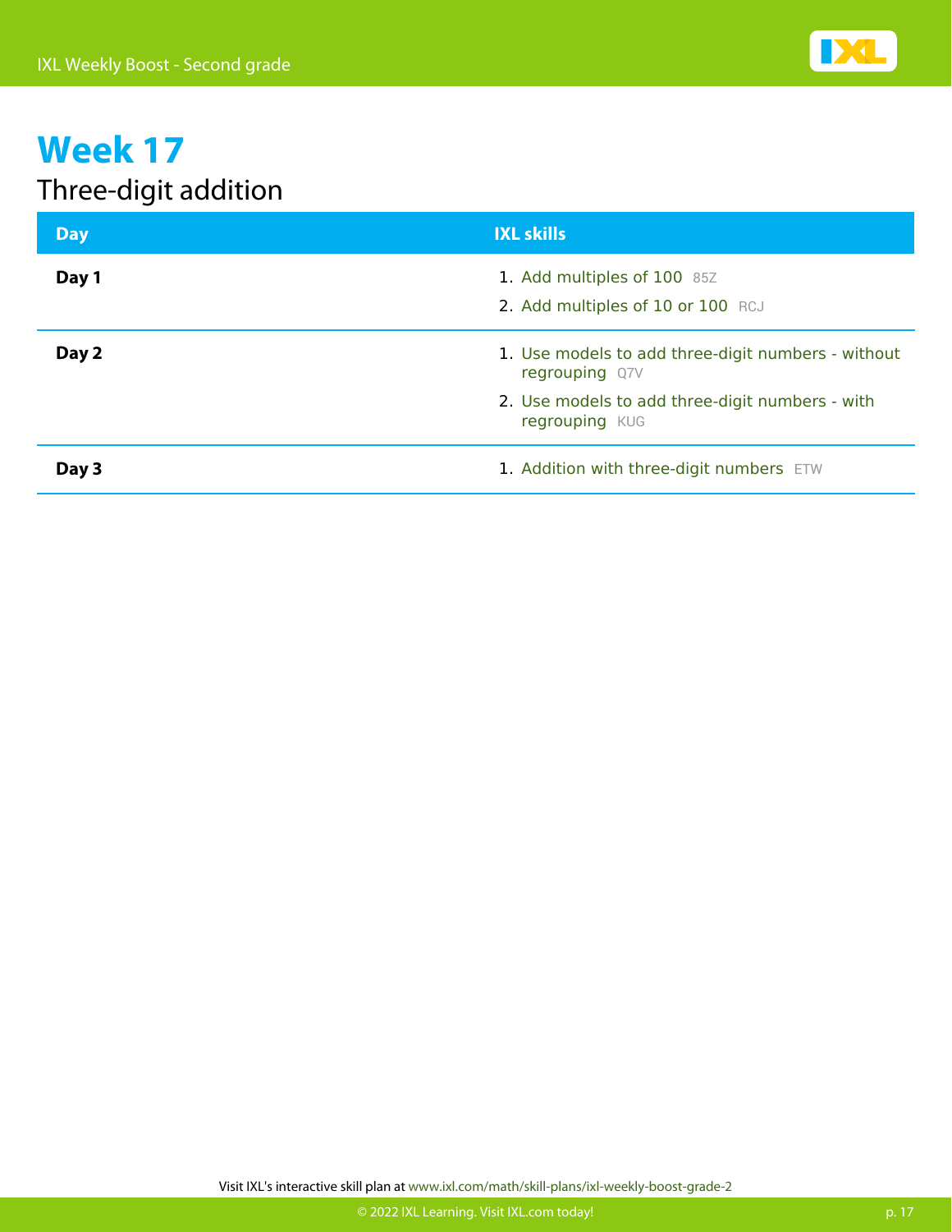# Week 17

## Three-digit addition

| Day | IXL skills |
| --- | --- |
| **Day 1** | 1. Add multiples of 100 85Z<br>2. Add multiples of 10 or 100 RCJ |
| **Day 2** | 1. Use models to add three-digit numbers - without regrouping Q7V<br>2. Use models to add three-digit numbers - with regrouping KUG |
| **Day 3** | 1. Addition with three-digit numbers ETW |

Visit IXL's interactive skill plan at www.ixl.com/math/skill-plans/ixl-weekly-boost-grade-2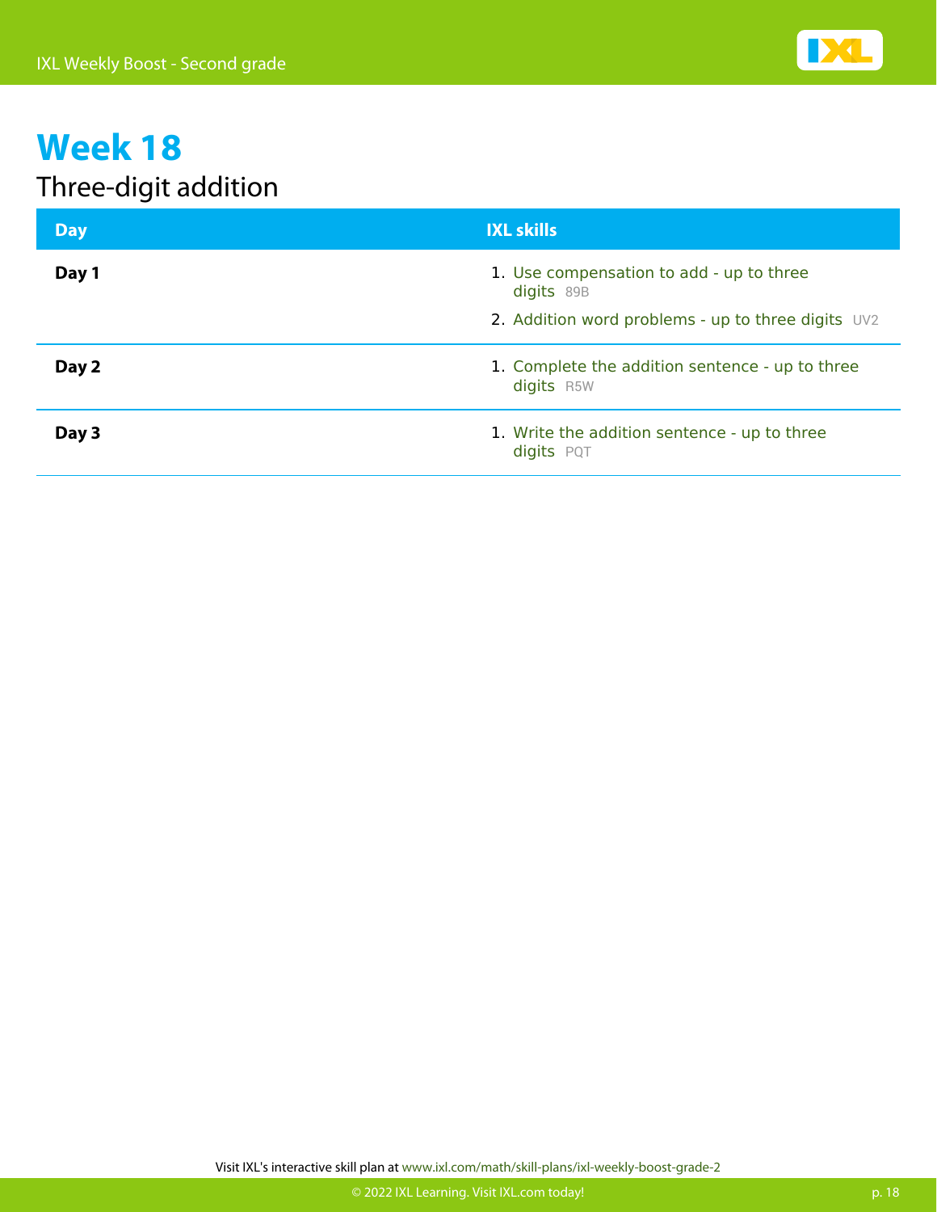# Week 18

## Three-digit addition

| Day | IXL skills |
| --- | --- |
| **Day 1** | 1. Use compensation to add - up to three digits 89B<br>2. Addition word problems - up to three digits UV2 |
| **Day 2** | 1. Complete the addition sentence - up to three digits R5W |
| **Day 3** | 1. Write the addition sentence - up to three digits PQT |

Visit IXL's interactive skill plan at www.ixl.com/math/skill-plans/ixl-weekly-boost-grade-2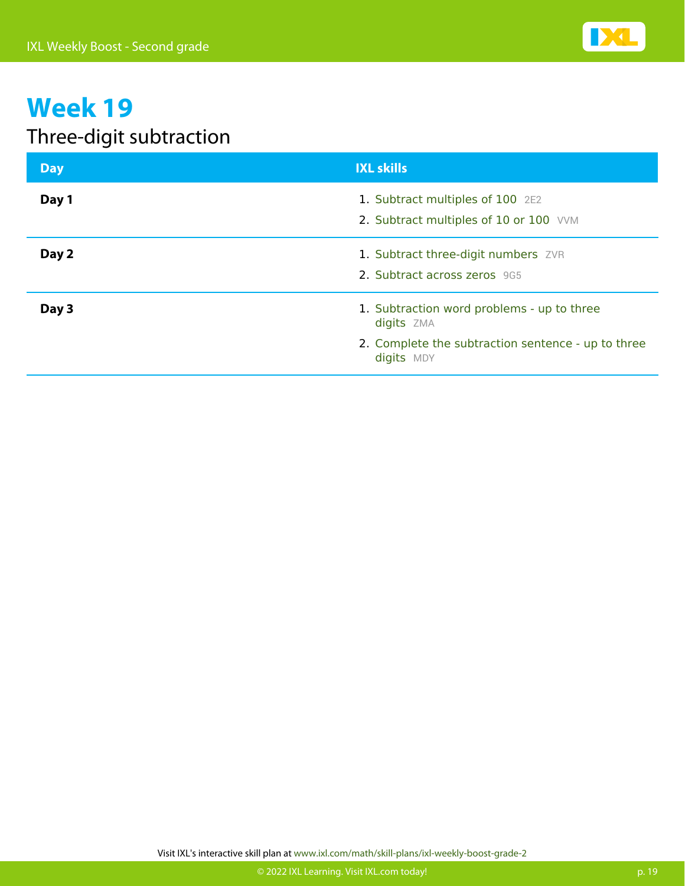# Week 19

## Three-digit subtraction

| Day | IXL skills |
| --- | --- |
| **Day 1** | 1. Subtract multiples of 100 2E2<br>2. Subtract multiples of 10 or 100 VVM |
| **Day 2** | 1. Subtract three-digit numbers ZVR<br>2. Subtract across zeros 9G5 |
| **Day 3** | 1. Subtraction word problems - up to three digits ZMA<br>2. Complete the subtraction sentence - up to three digits MDY |

Visit IXL's interactive skill plan at www.ixl.com/math/skill-plans/ixl-weekly-boost-grade-2

© 2022 IXL Learning. Visit IXL.com today!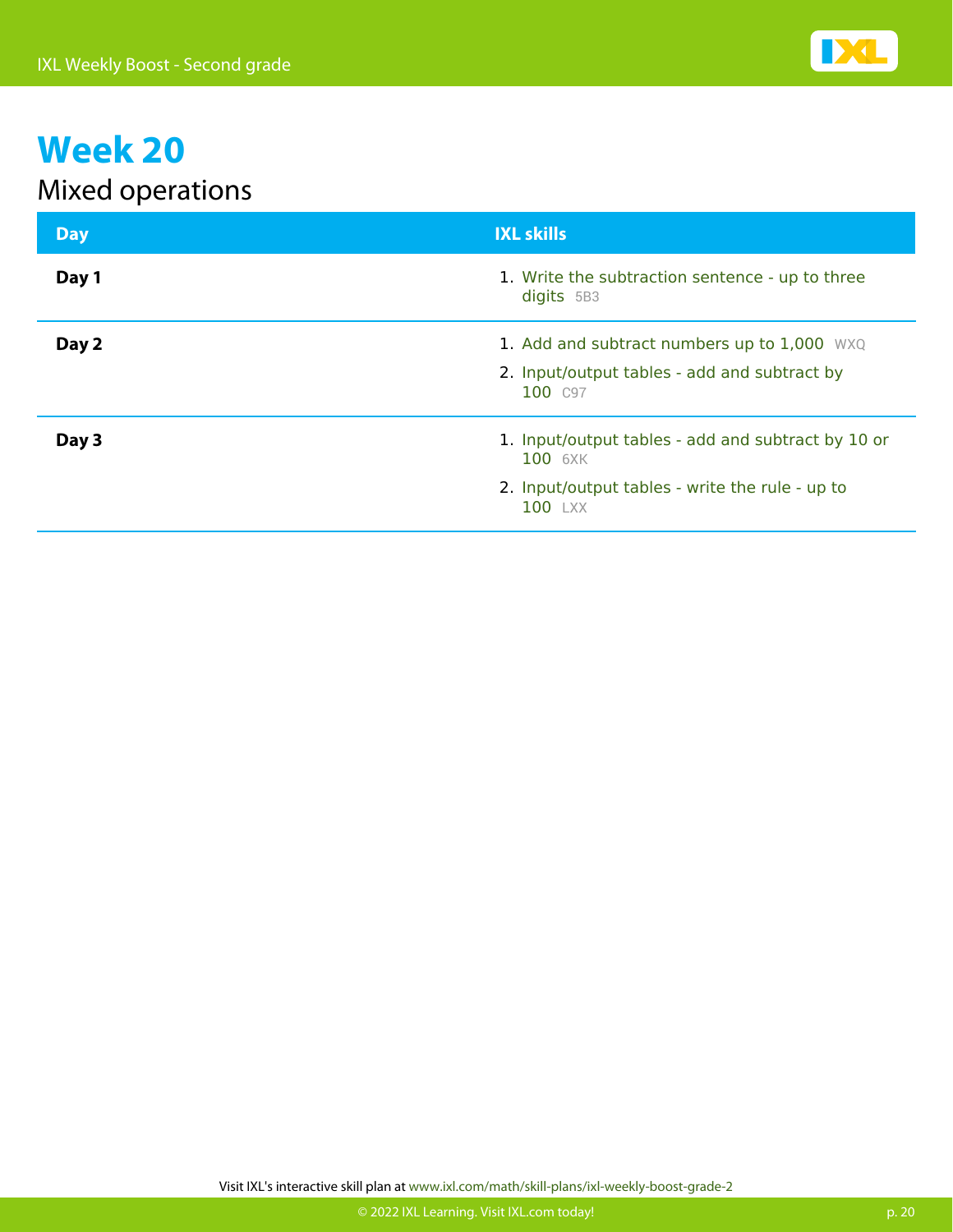# Week 20

## Mixed operations

| Day | IXL skills |
| --- | --- |
| **Day 1** | 1. Write the subtraction sentence - up to three digits 5B3 |
| **Day 2** | 1. Add and subtract numbers up to 1,000 WXQ<br>2. Input/output tables - add and subtract by 100 C97 |
| **Day 3** | 1. Input/output tables - add and subtract by 10 or 100 6XK<br>2. Input/output tables - write the rule - up to 100 LXX |

Visit IXL's interactive skill plan at www.ixl.com/math/skill-plans/ixl-weekly-boost-grade-2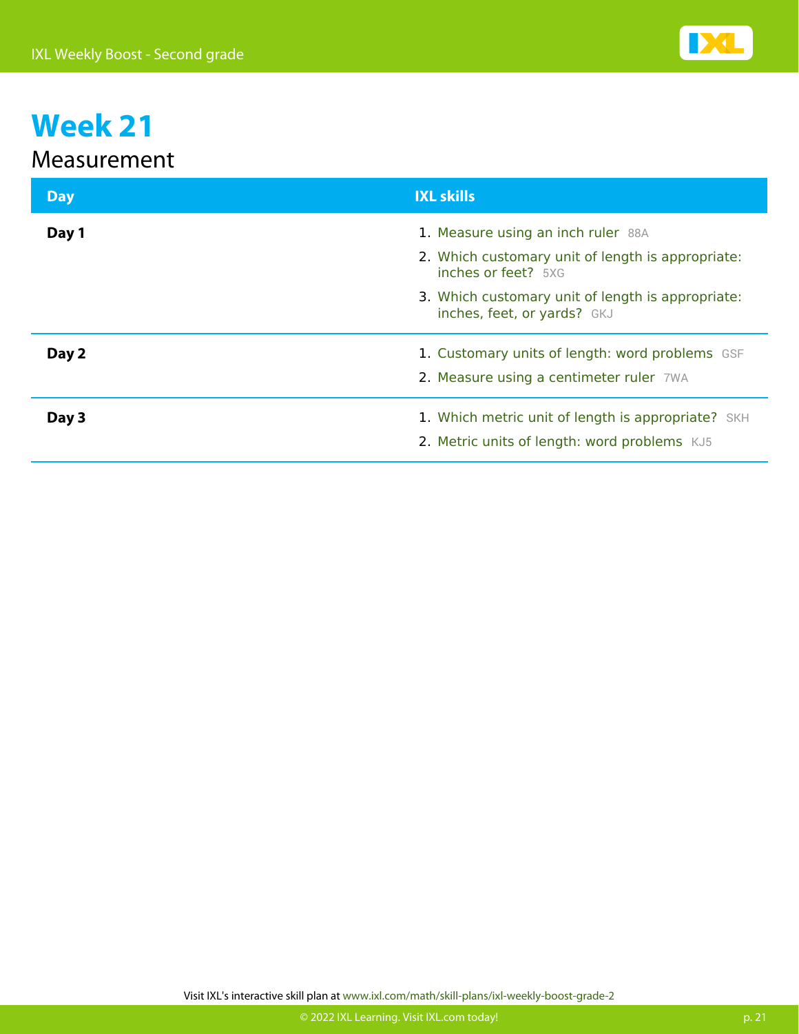# Week 21

## Measurement

| Day | IXL skills |
|---|---|
| **Day 1** | 1. Measure using an inch ruler 88A<br>2. Which customary unit of length is appropriate: inches or feet? 5XG<br>3. Which customary unit of length is appropriate: inches, feet, or yards? GKJ |
| **Day 2** | 1. Customary units of length: word problems GSF<br>2. Measure using a centimeter ruler 7WA |
| **Day 3** | 1. Which metric unit of length is appropriate? SKH<br>2. Metric units of length: word problems KJ5 |

Visit IXL's interactive skill plan at www.ixl.com/math/skill-plans/ixl-weekly-boost-grade-2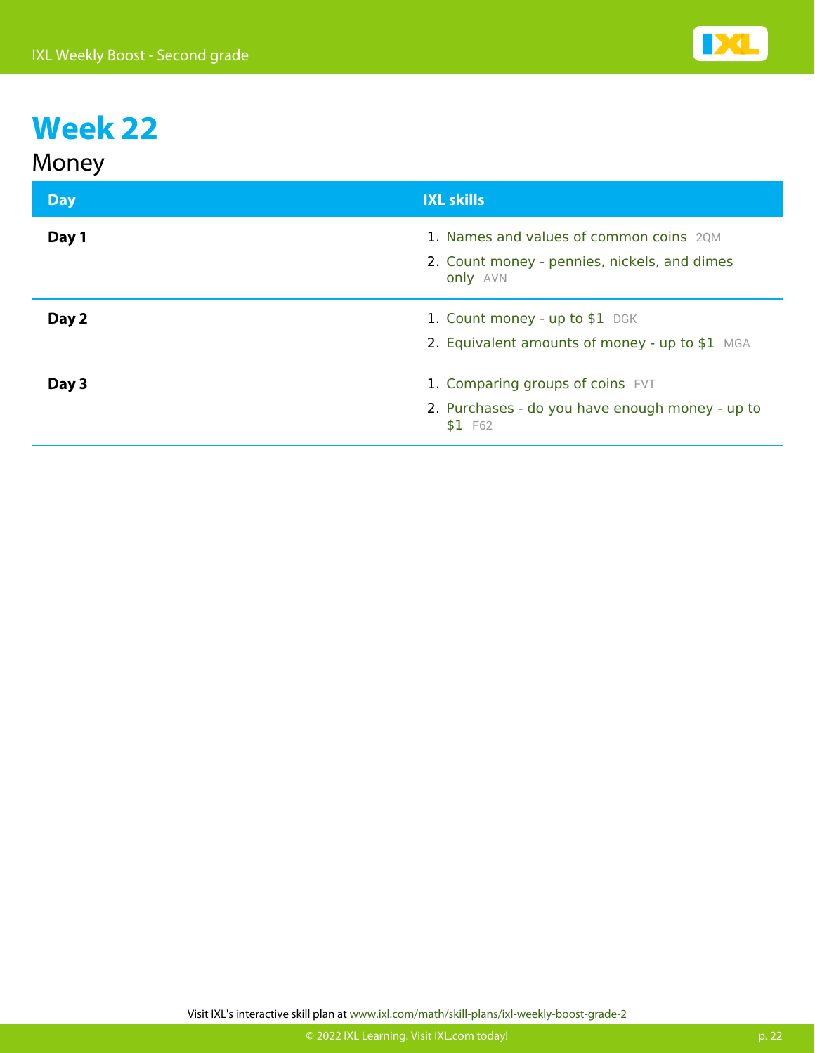# Week 22

## Money

| Day | IXL skills |
| --- | --- |
| **Day 1** | 1. Names and values of common coins 2QM<br>2. Count money - pennies, nickels, and dimes only AVN |
| **Day 2** | 1. Count money - up to $1 DGK<br>2. Equivalent amounts of money - up to $1 MGA |
| **Day 3** | 1. Comparing groups of coins FVT<br>2. Purchases - do you have enough money - up to $1 F62 |

Visit IXL's interactive skill plan at www.ixl.com/math/skill-plans/ixl-weekly-boost-grade-2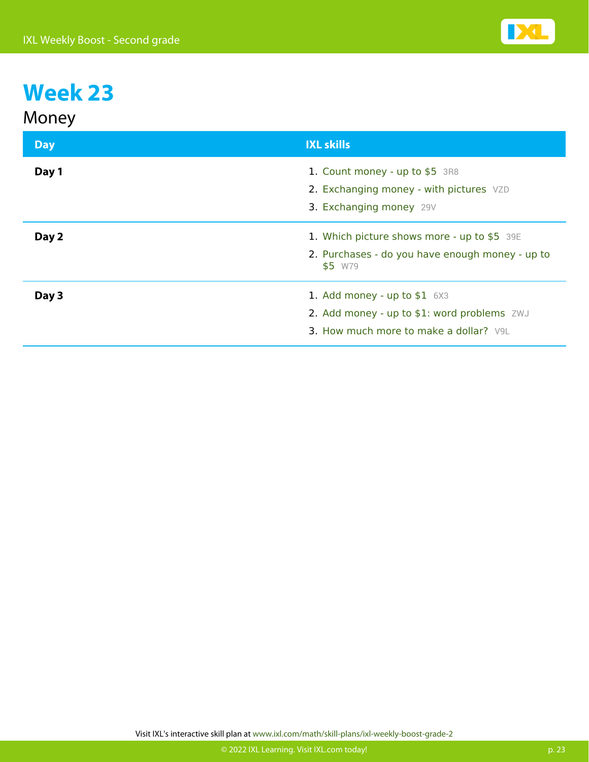# Week 23

## Money

| Day | IXL skills |
|---|---|
| **Day 1** | 1. Count money - up to $5 3R8<br>2. Exchanging money - with pictures VZD<br>3. Exchanging money 29V |
| **Day 2** | 1. Which picture shows more - up to $5 39E<br>2. Purchases - do you have enough money - up to $5 W79 |
| **Day 3** | 1. Add money - up to $1 6X3<br>2. Add money - up to $1: word problems ZWJ<br>3. How much more to make a dollar? V9L |

Visit IXL's interactive skill plan at www.ixl.com/math/skill-plans/ixl-weekly-boost-grade-2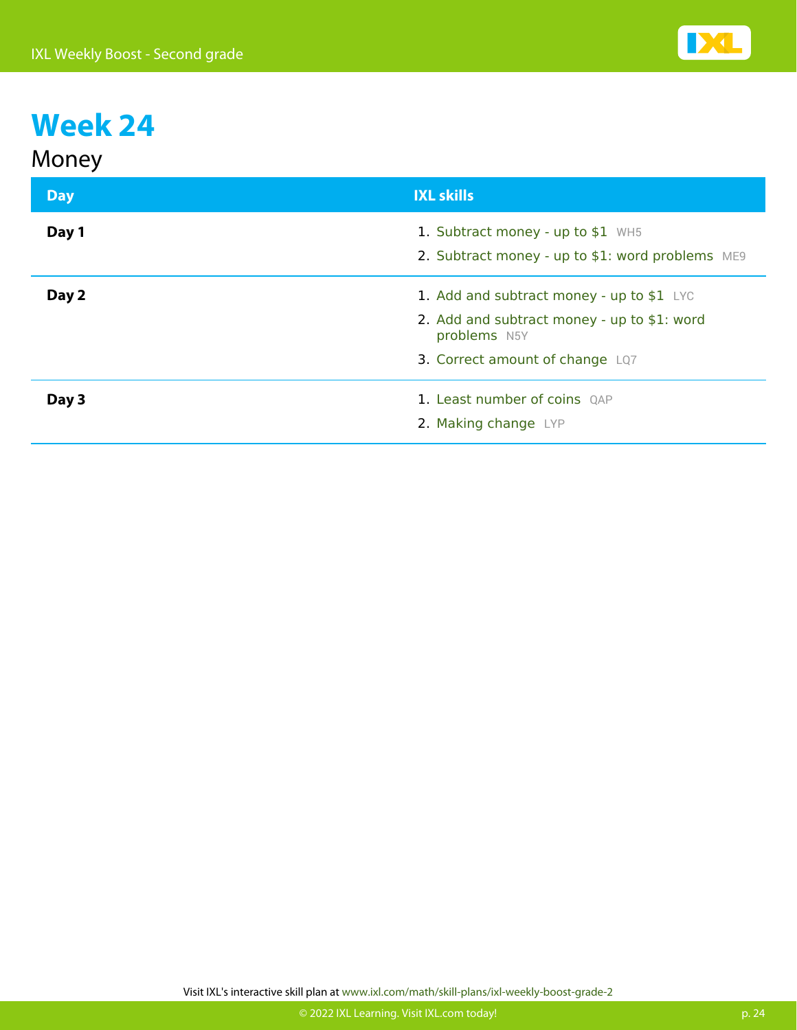# Week 24

## Money

| Day | IXL skills |
|---|---|
| **Day 1** | 1. Subtract money - up to $1 WH5<br>2. Subtract money - up to $1: word problems ME9 |
| **Day 2** | 1. Add and subtract money - up to $1 LYC<br>2. Add and subtract money - up to $1: word problems N5Y<br>3. Correct amount of change LQ7 |
| **Day 3** | 1. Least number of coins QAP<br>2. Making change LYP |

Visit IXL's interactive skill plan at www.ixl.com/math/skill-plans/ixl-weekly-boost-grade-2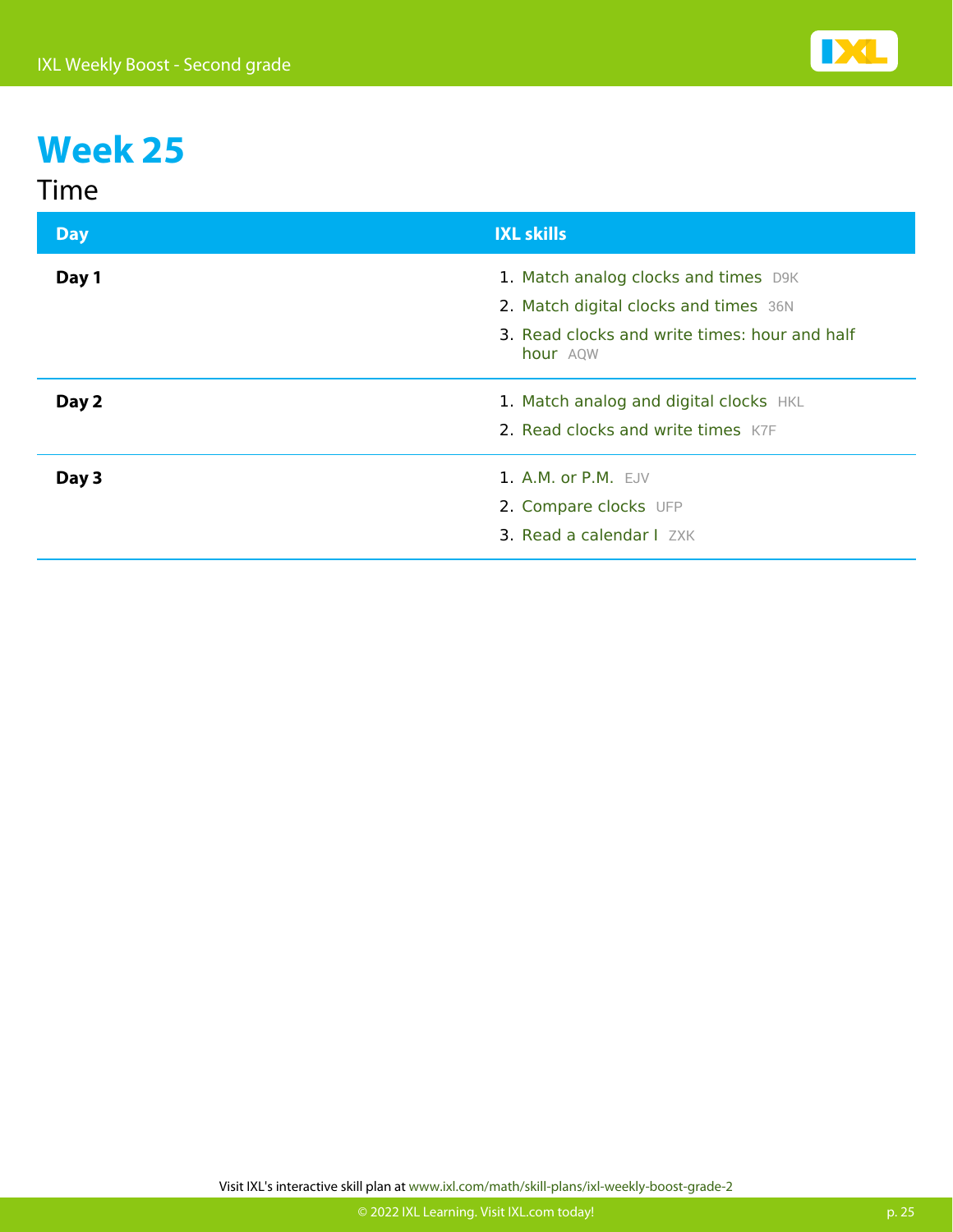# Week 25

## Time

| Day | IXL skills |
| --- | --- |
| **Day 1** | 1. Match analog clocks and times D9K<br>2. Match digital clocks and times 36N<br>3. Read clocks and write times: hour and half hour AQW |
| **Day 2** | 1. Match analog and digital clocks HKL<br>2. Read clocks and write times K7F |
| **Day 3** | 1. A.M. or P.M. EJV<br>2. Compare clocks UFP<br>3. Read a calendar I ZXK |

Visit IXL's interactive skill plan at www.ixl.com/math/skill-plans/ixl-weekly-boost-grade-2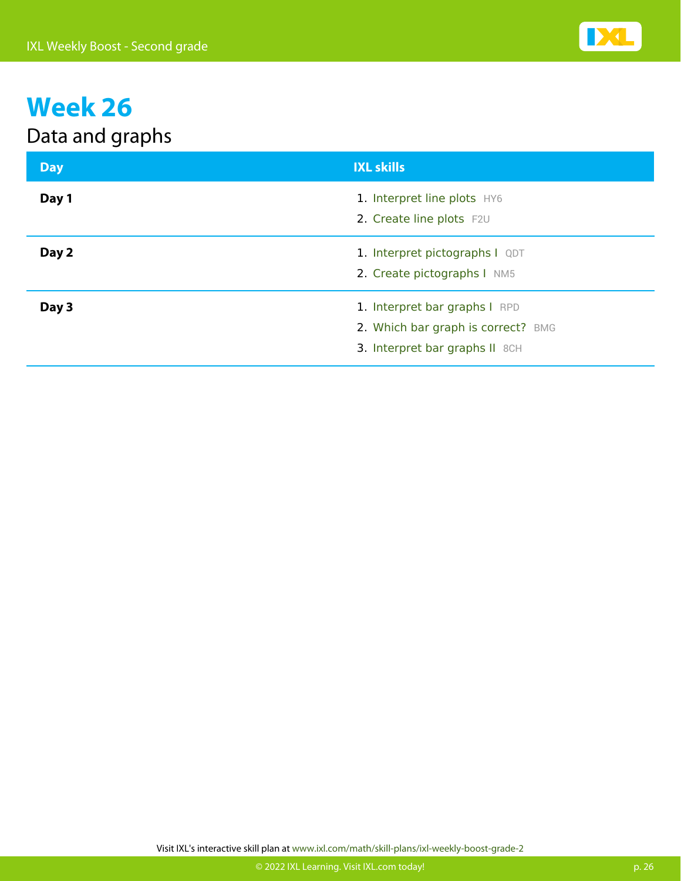# Week 26

## Data and graphs

| Day | IXL skills |
|---|---|
| **Day 1** | 1. Interpret line plots HY6<br>2. Create line plots F2U |
| **Day 2** | 1. Interpret pictographs I QDT<br>2. Create pictographs I NM5 |
| **Day 3** | 1. Interpret bar graphs I RPD<br>2. Which bar graph is correct? BMG<br>3. Interpret bar graphs II 8CH |

Visit IXL's interactive skill plan at www.ixl.com/math/skill-plans/ixl-weekly-boost-grade-2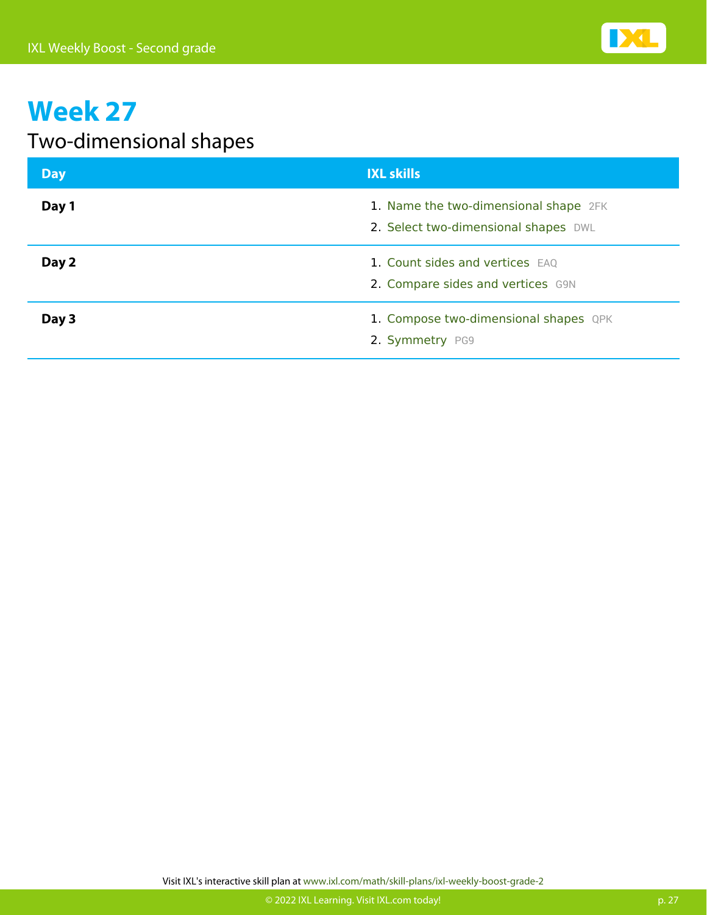# Week 27

## Two-dimensional shapes

| Day | IXL skills |
| --- | --- |
| **Day 1** | 1. Name the two-dimensional shape 2FK<br>2. Select two-dimensional shapes DWL |
| **Day 2** | 1. Count sides and vertices EAQ<br>2. Compare sides and vertices G9N |
| **Day 3** | 1. Compose two-dimensional shapes QPK<br>2. Symmetry PG9 |

Visit IXL's interactive skill plan at www.ixl.com/math/skill-plans/ixl-weekly-boost-grade-2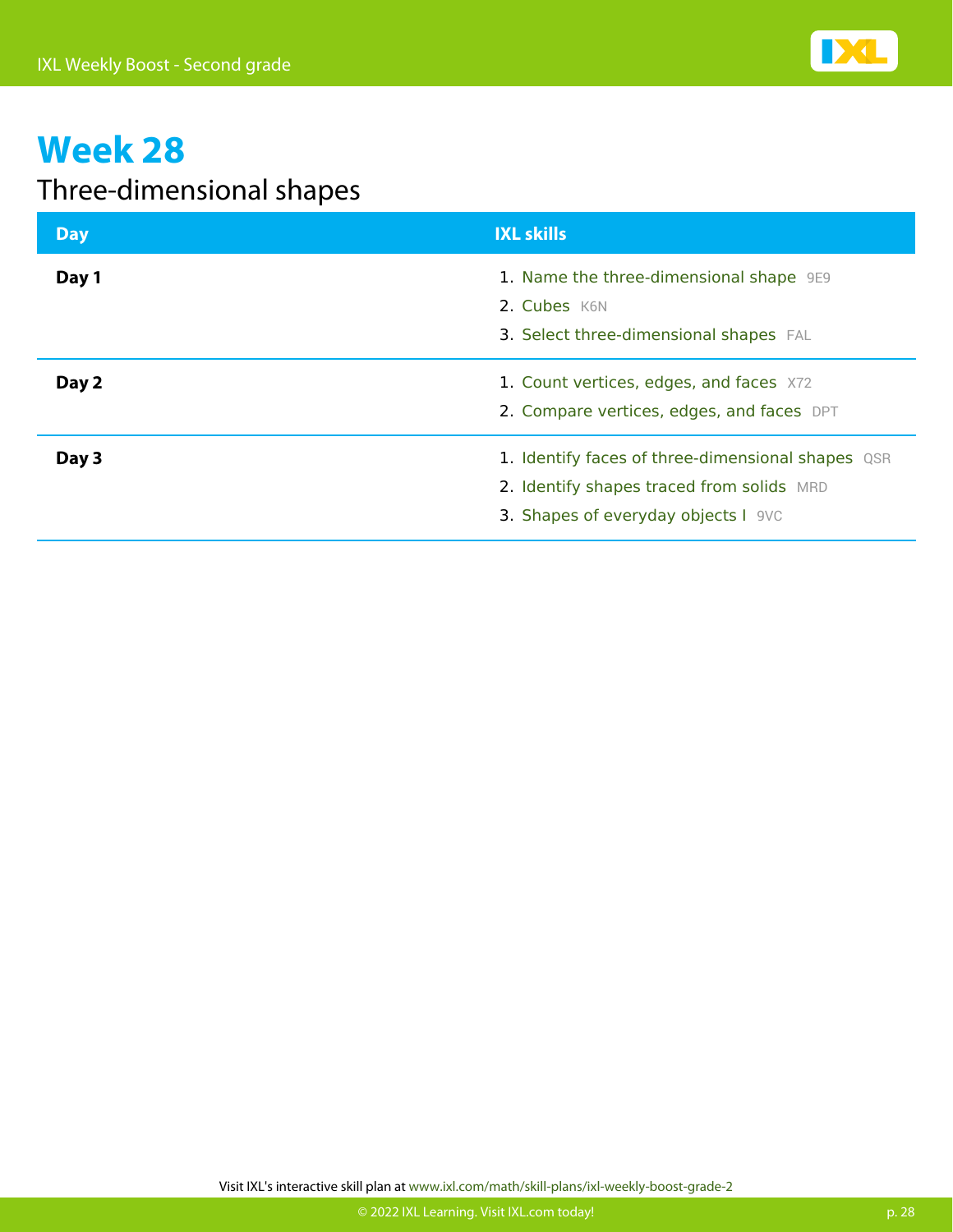# Week 28

## Three-dimensional shapes

| Day | IXL skills |
| --- | --- |
| **Day 1** | 1. Name the three-dimensional shape 9E9<br>2. Cubes K6N<br>3. Select three-dimensional shapes FAL |
| **Day 2** | 1. Count vertices, edges, and faces X72<br>2. Compare vertices, edges, and faces DPT |
| **Day 3** | 1. Identify faces of three-dimensional shapes QSR<br>2. Identify shapes traced from solids MRD<br>3. Shapes of everyday objects I 9VC |

Visit IXL's interactive skill plan at www.ixl.com/math/skill-plans/ixl-weekly-boost-grade-2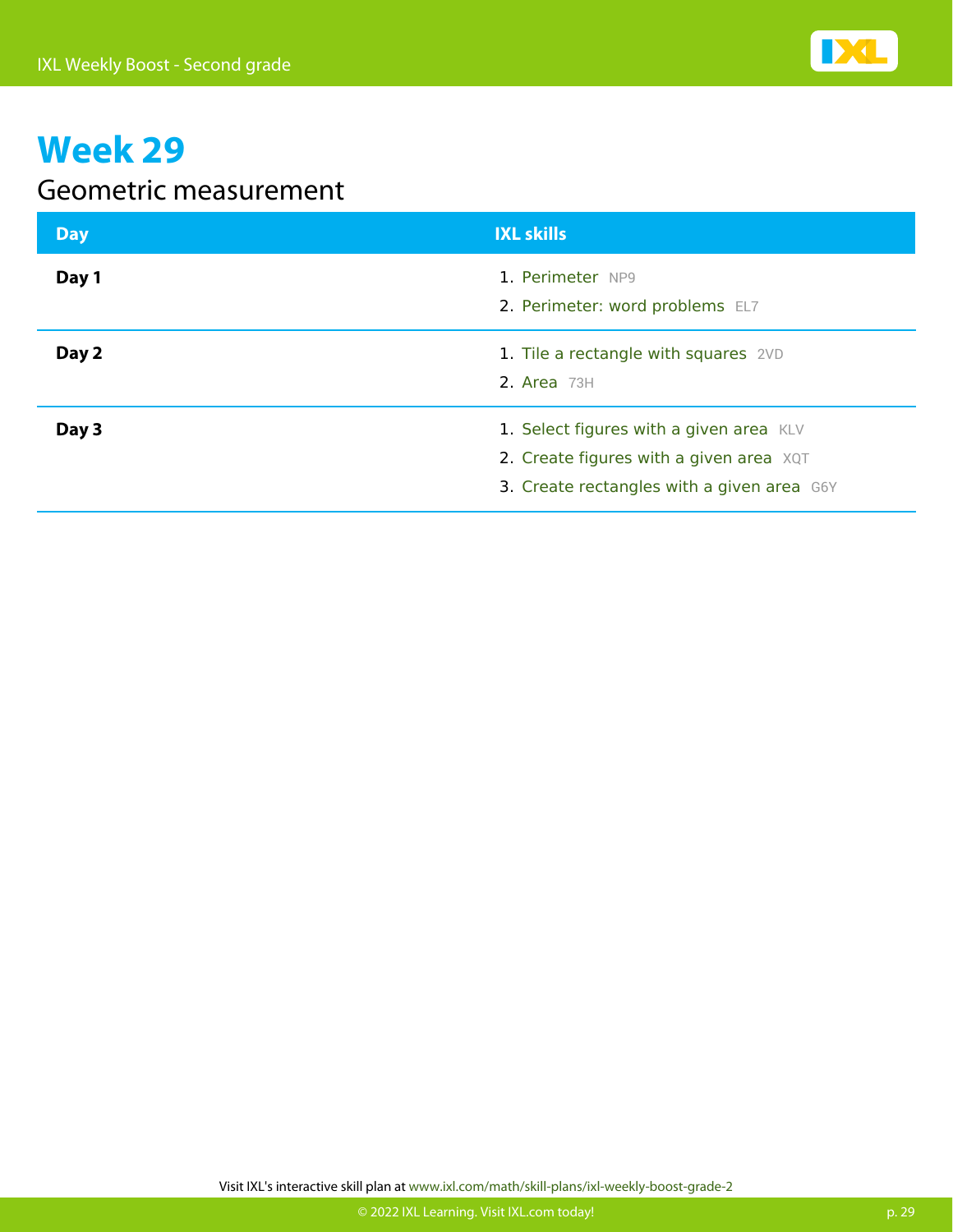# Week 29

## Geometric measurement

| Day | IXL skills |
| --- | --- |
| **Day 1** | 1. Perimeter NP9<br>2. Perimeter: word problems EL7 |
| **Day 2** | 1. Tile a rectangle with squares 2VD<br>2. Area 73H |
| **Day 3** | 1. Select figures with a given area KLV<br>2. Create figures with a given area XQT<br>3. Create rectangles with a given area G6Y |

Visit IXL's interactive skill plan at www.ixl.com/math/skill-plans/ixl-weekly-boost-grade-2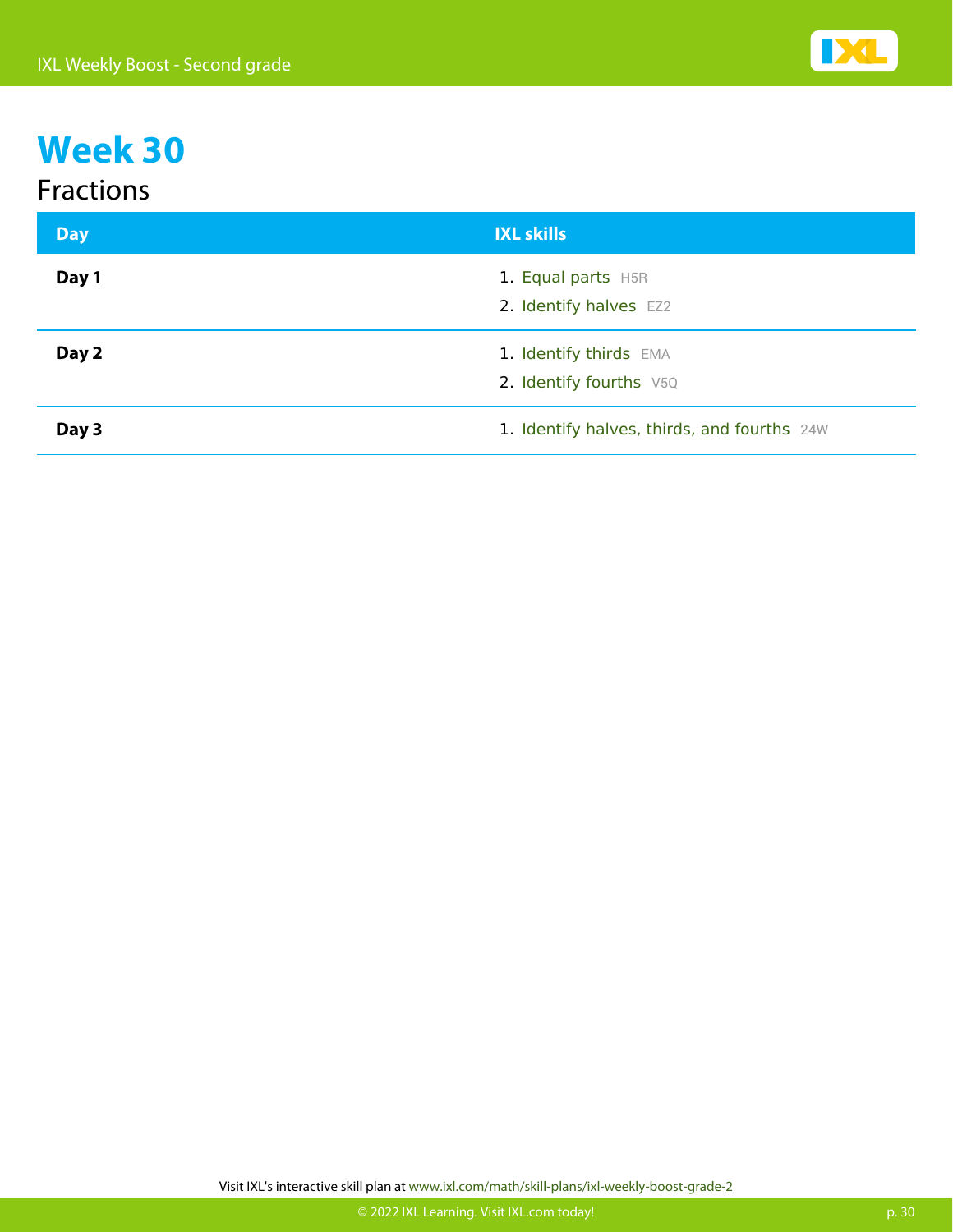# Week 30

## Fractions

| Day | IXL skills |
| --- | --- |
| **Day 1** | 1. Equal parts H5R<br>2. Identify halves EZ2 |
| **Day 2** | 1. Identify thirds EMA<br>2. Identify fourths V5Q |
| **Day 3** | 1. Identify halves, thirds, and fourths 24W |

Visit IXL's interactive skill plan at www.ixl.com/math/skill-plans/ixl-weekly-boost-grade-2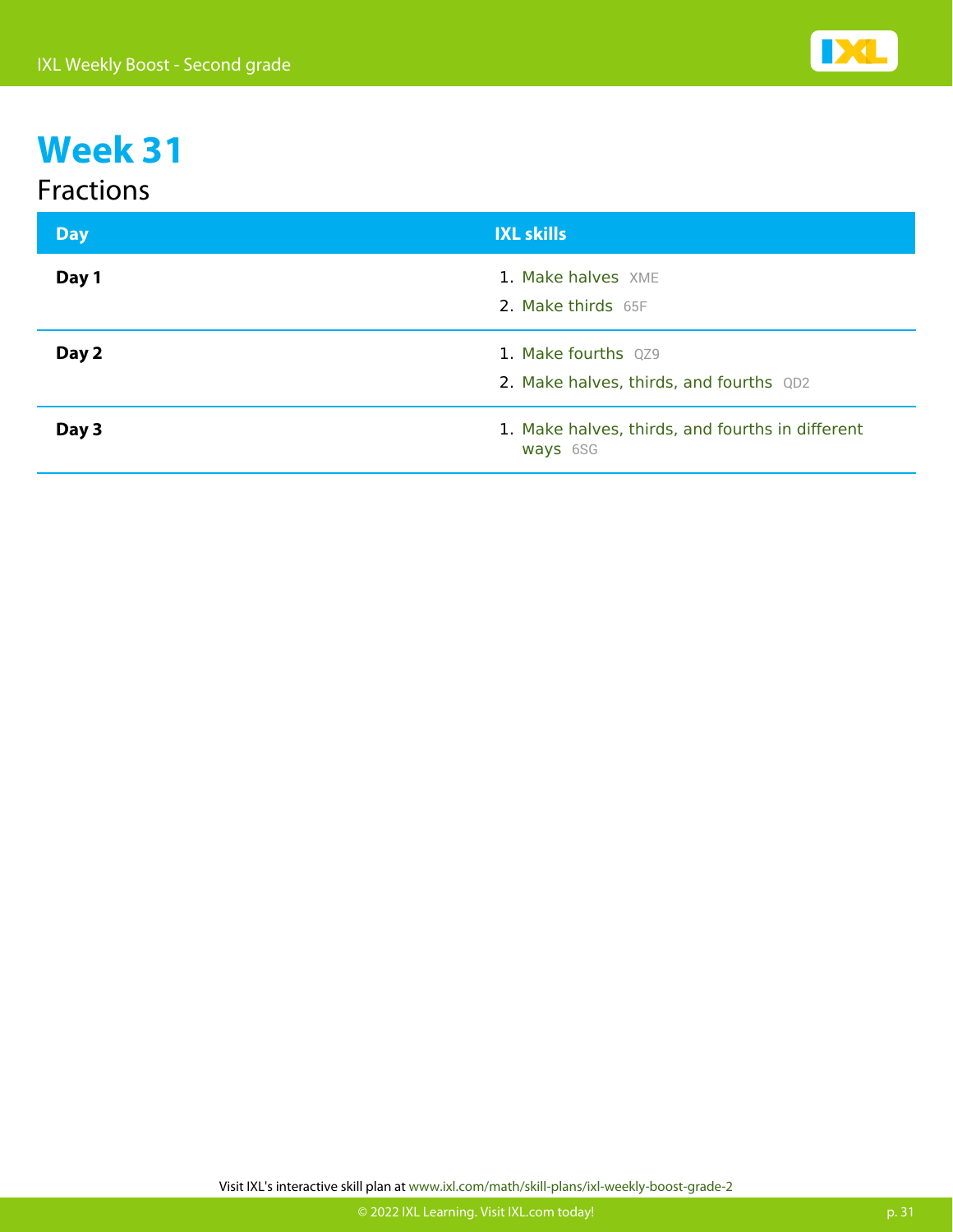# Week 31

## Fractions

| Day | IXL skills |
| --- | --- |
| **Day 1** | 1. Make halves XME<br>2. Make thirds 65F |
| **Day 2** | 1. Make fourths QZ9<br>2. Make halves, thirds, and fourths QD2 |
| **Day 3** | 1. Make halves, thirds, and fourths in different ways 6SG |

Visit IXL's interactive skill plan at www.ixl.com/math/skill-plans/ixl-weekly-boost-grade-2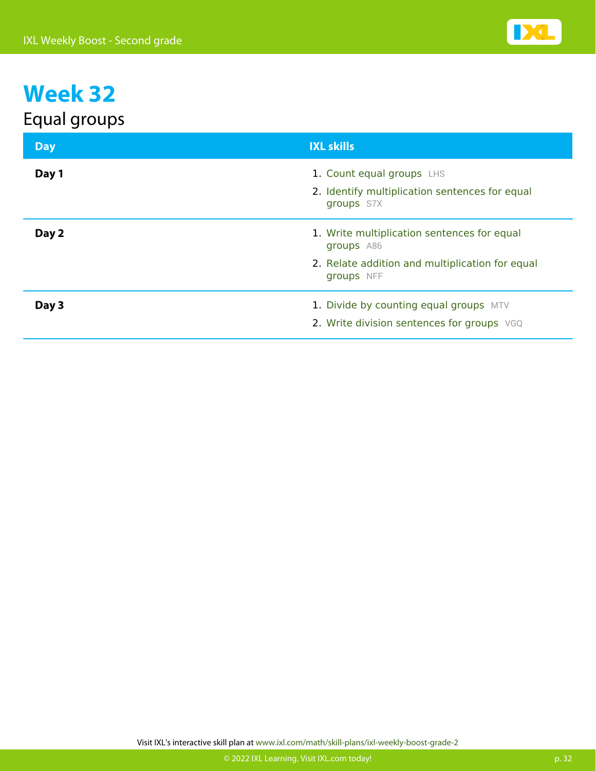# Week 32

## Equal groups

| Day | IXL skills |
|---|---|
| **Day 1** | 1. Count equal groups LHS<br>2. Identify multiplication sentences for equal groups S7X |
| **Day 2** | 1. Write multiplication sentences for equal groups A86<br>2. Relate addition and multiplication for equal groups NFF |
| **Day 3** | 1. Divide by counting equal groups MTV<br>2. Write division sentences for groups VGQ |

Visit IXL's interactive skill plan at www.ixl.com/math/skill-plans/ixl-weekly-boost-grade-2